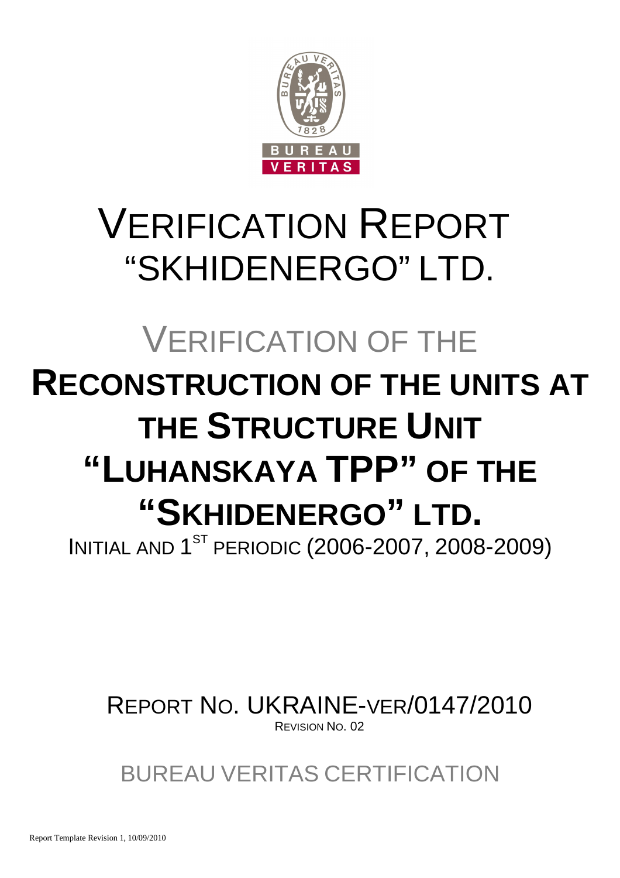# VERIFICATION REPORT "SKHIDENERGO" LTD.

## VERIFICATION OF THE

# RECONSTRUCTION OF THE UNITS AT THE STRUCTURE UNIT "LUHANSKAYA TPP" OF THE "SKHIDENERGO" LTD.

INITIAL AND 1ST PERIODIC (2006-2007, 2008-2009)

REPORT NO. UKRAINE-VER/0147/2010

REVISION NO. 02

BUREAU VERITAS CERTIFICATION

Report Template Revision 1, 10/09/2010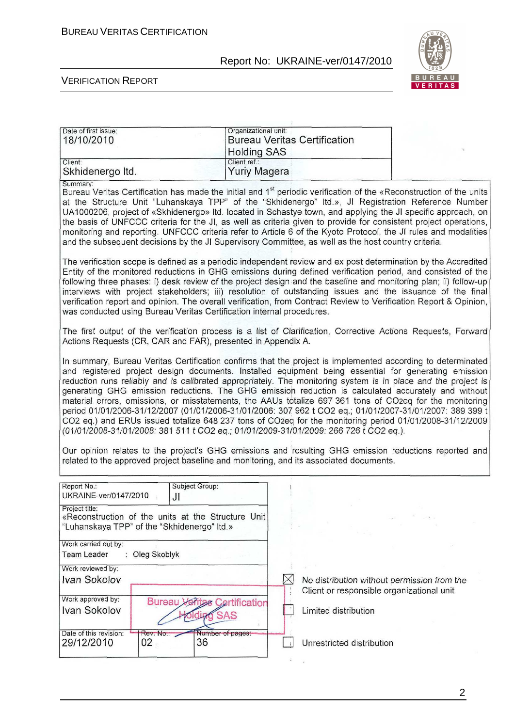| Date of first issue: | Organizational unit: |
|---|---|
| 18/10/2010 | Bureau Veritas Certification Holding SAS |
| Client: | Client ref.: |
| Skhidenergo ltd. | Yuriy Magera |

Summary:

Bureau Veritas Certification has made the initial and 1st periodic verification of the «Reconstruction of the units at the Structure Unit "Luhanskaya TPP" of the "Skhidenergo" ltd.», JI Registration Reference Number UA1000206, project of «Skhidenergo» ltd. located in Schastye town, and applying the JI specific approach, on the basis of UNFCCC criteria for the JI, as well as criteria given to provide for consistent project operations, monitoring and reporting. UNFCCC criteria refer to Article 6 of the Kyoto Protocol, the JI rules and modalities and the subsequent decisions by the JI Supervisory Committee, as well as the host country criteria.

The verification scope is defined as a periodic independent review and ex post determination by the Accredited Entity of the monitored reductions in GHG emissions during defined verification period, and consisted of the following three phases: i) desk review of the project design and the baseline and monitoring plan; ii) follow-up interviews with project stakeholders; iii) resolution of outstanding issues and the issuance of the final verification report and opinion. The overall verification, from Contract Review to Verification Report & Opinion, was conducted using Bureau Veritas Certification internal procedures.

The first output of the verification process is a list of Clarification, Corrective Actions Requests, Forward Actions Requests (CR, CAR and FAR), presented in Appendix A.

In summary, Bureau Veritas Certification confirms that the project is implemented according to determinated and registered project design documents. Installed equipment being essential for generating emission reduction runs reliably and is calibrated appropriately. The monitoring system is in place and the project is generating GHG emission reductions. The GHG emission reduction is calculated accurately and without material errors, omissions, or misstatements, the AAUs totalize 697 361 tons of $CO_2eq$ for the monitoring period 01/01/2006-31/12/2007 (01/01/2006-31/01/2006: 307 962 t $CO_2$ eq.; 01/01/2007-31/01/2007: 389 399 t $CO_2$ eq.) and ERUs issued totalize 648 237 tons of $CO_2eq$ for the monitoring period 01/01/2008-31/12/2009 *(01/01/2008-31/01/2008: 381 511 t $CO_2$ eq.; 01/01/2009-31/01/2009: 266 726 t $CO_2$ eq.).*

Our opinion relates to the project's GHG emissions and resulting GHG emission reductions reported and related to the approved project baseline and monitoring, and its associated documents.

| Report No.: | Subject Group: | |
|---|---|---|
| UKRAINE-ver/0147/2010 | JI | |
| Project title: «Reconstruction of the units at the Structure Unit "Luhanskaya TPP" of the "Skhidenergo" ltd.» | | |
| Work carried out by: Team Leader : Oleg Skoblyk | | |
| Work reviewed by: Ivan Sokolov | | |
| Work approved by: Ivan Sokolov | Bureau Veritas Certification Holding SAS | |
| Date of this revision: 29/12/2010 | Rev. No.: 02 | Number of pages: 36 |

☒ No distribution without permission from the Client or responsible organizational unit

☐ Limited distribution

☐ Unrestricted distribution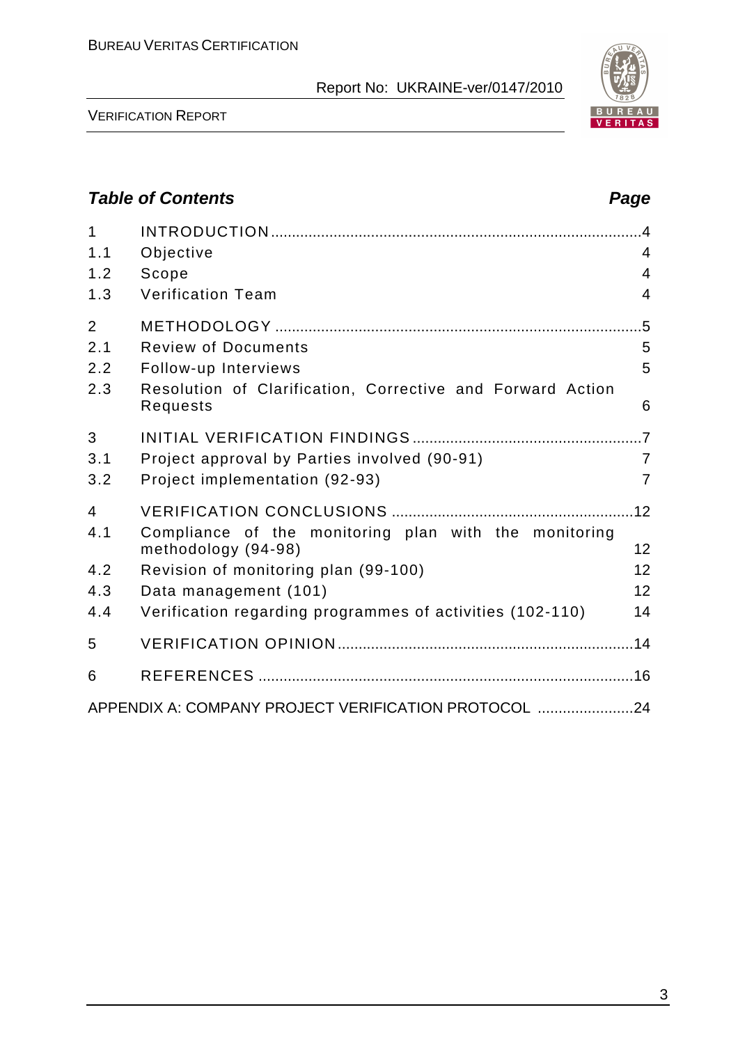## *Table of Contents* *Page*

| | | |
|---|---|---|
| 1 | INTRODUCTION | 4 |
| 1.1 | Objective | 4 |
| 1.2 | Scope | 4 |
| 1.3 | Verification Team | 4 |
| 2 | METHODOLOGY | 5 |
| 2.1 | Review of Documents | 5 |
| 2.2 | Follow-up Interviews | 5 |
| 2.3 | Resolution of Clarification, Corrective and Forward Action Requests | 6 |
| 3 | INITIAL VERIFICATION FINDINGS | 7 |
| 3.1 | Project approval by Parties involved (90-91) | 7 |
| 3.2 | Project implementation (92-93) | 7 |
| 4 | VERIFICATION CONCLUSIONS | 12 |
| 4.1 | Compliance of the monitoring plan with the monitoring methodology (94-98) | 12 |
| 4.2 | Revision of monitoring plan (99-100) | 12 |
| 4.3 | Data management (101) | 12 |
| 4.4 | Verification regarding programmes of activities (102-110) | 14 |
| 5 | VERIFICATION OPINION | 14 |
| 6 | REFERENCES | 16 |
| | APPENDIX A: COMPANY PROJECT VERIFICATION PROTOCOL | 24 |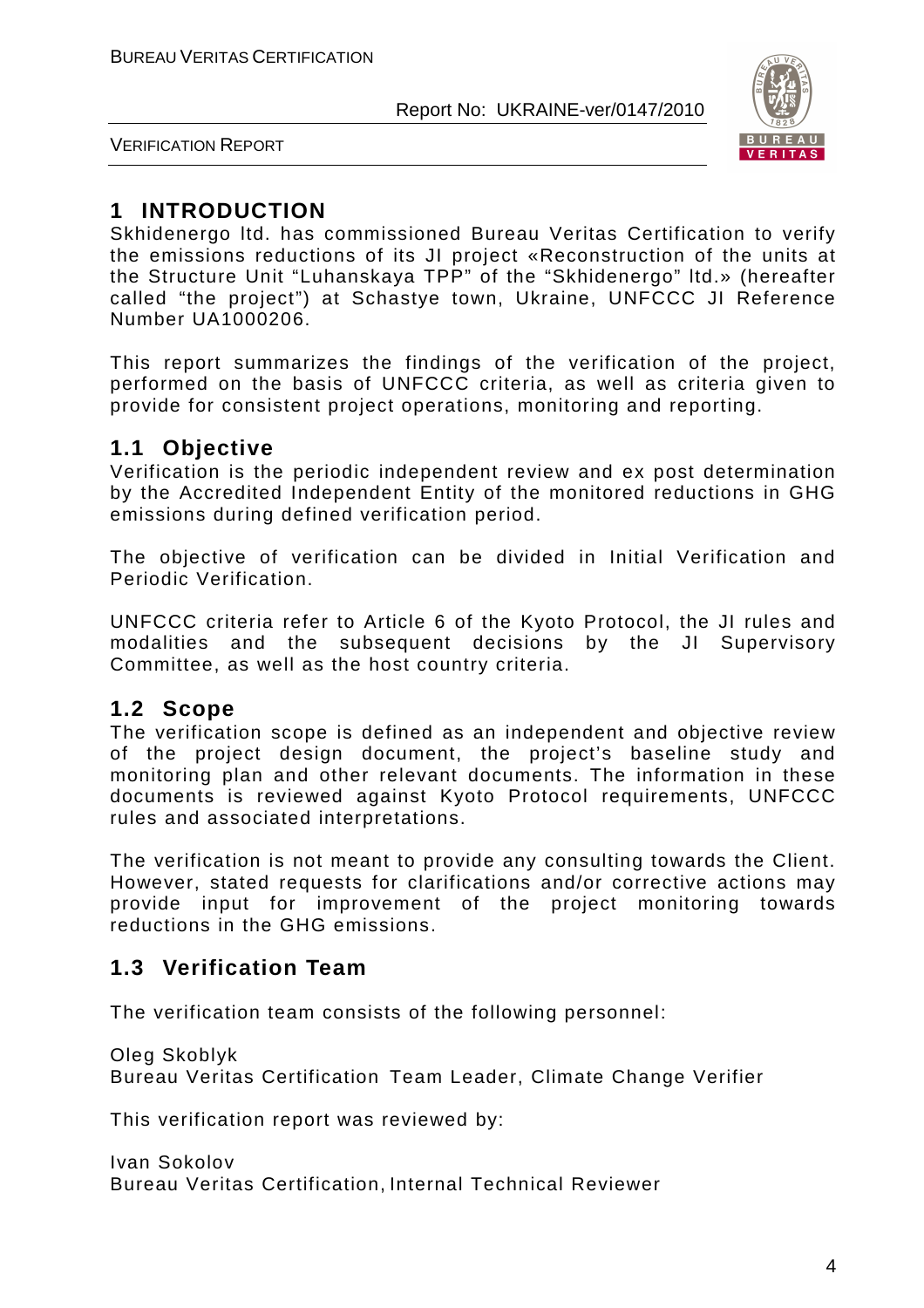# 1 INTRODUCTION

Skhidenergo ltd. has commissioned Bureau Veritas Certification to verify the emissions reductions of its JI project «Reconstruction of the units at the Structure Unit "Luhanskaya TPP" of the "Skhidenergo" ltd.» (hereafter called "the project") at Schastye town, Ukraine, UNFCCC JI Reference Number UA1000206.

This report summarizes the findings of the verification of the project, performed on the basis of UNFCCC criteria, as well as criteria given to provide for consistent project operations, monitoring and reporting.

## 1.1 Objective

Verification is the periodic independent review and ex post determination by the Accredited Independent Entity of the monitored reductions in GHG emissions during defined verification period.

The objective of verification can be divided in Initial Verification and Periodic Verification.

UNFCCC criteria refer to Article 6 of the Kyoto Protocol, the JI rules and modalities and the subsequent decisions by the JI Supervisory Committee, as well as the host country criteria.

## 1.2 Scope

The verification scope is defined as an independent and objective review of the project design document, the project's baseline study and monitoring plan and other relevant documents. The information in these documents is reviewed against Kyoto Protocol requirements, UNFCCC rules and associated interpretations.

The verification is not meant to provide any consulting towards the Client. However, stated requests for clarifications and/or corrective actions may provide input for improvement of the project monitoring towards reductions in the GHG emissions.

## 1.3 Verification Team

The verification team consists of the following personnel:

Oleg Skoblyk
Bureau Veritas Certification Team Leader, Climate Change Verifier

This verification report was reviewed by:

Ivan Sokolov
Bureau Veritas Certification, Internal Technical Reviewer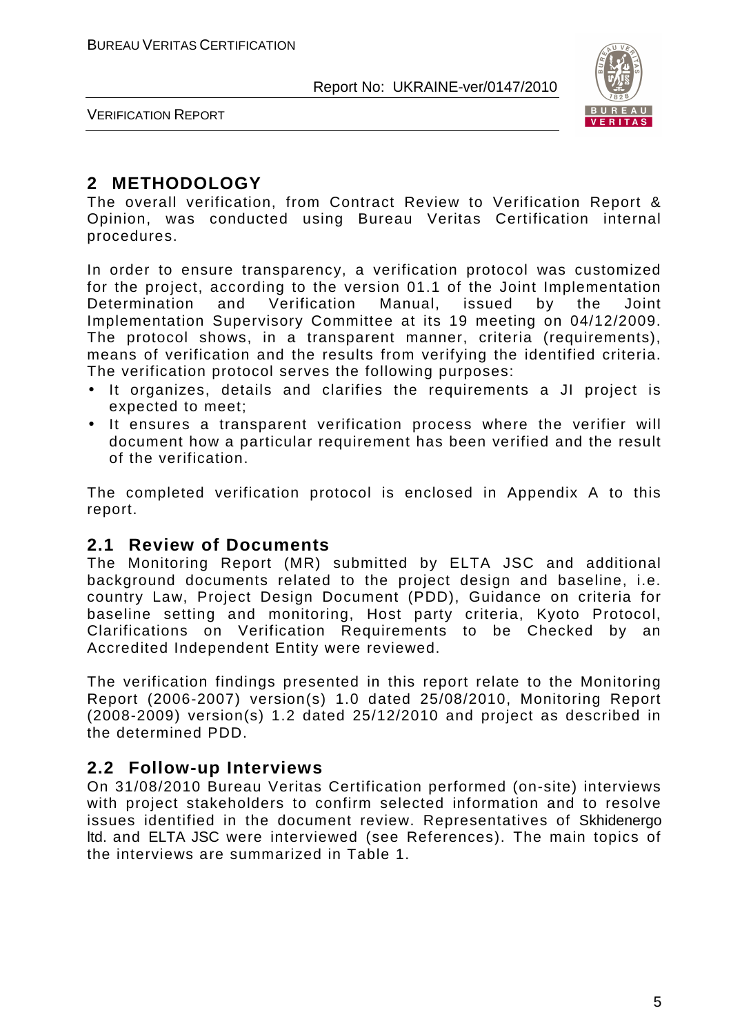# 2 METHODOLOGY

The overall verification, from Contract Review to Verification Report & Opinion, was conducted using Bureau Veritas Certification internal procedures.

In order to ensure transparency, a verification protocol was customized for the project, according to the version 01.1 of the Joint Implementation Determination and Verification Manual, issued by the Joint Implementation Supervisory Committee at its 19 meeting on 04/12/2009. The protocol shows, in a transparent manner, criteria (requirements), means of verification and the results from verifying the identified criteria. The verification protocol serves the following purposes:

- It organizes, details and clarifies the requirements a JI project is expected to meet;
- It ensures a transparent verification process where the verifier will document how a particular requirement has been verified and the result of the verification.

The completed verification protocol is enclosed in Appendix A to this report.

## 2.1 Review of Documents

The Monitoring Report (MR) submitted by ELTA JSC and additional background documents related to the project design and baseline, i.e. country Law, Project Design Document (PDD), Guidance on criteria for baseline setting and monitoring, Host party criteria, Kyoto Protocol, Clarifications on Verification Requirements to be Checked by an Accredited Independent Entity were reviewed.

The verification findings presented in this report relate to the Monitoring Report (2006-2007) version(s) 1.0 dated 25/08/2010, Monitoring Report (2008-2009) version(s) 1.2 dated 25/12/2010 and project as described in the determined PDD.

## 2.2 Follow-up Interviews

On 31/08/2010 Bureau Veritas Certification performed (on-site) interviews with project stakeholders to confirm selected information and to resolve issues identified in the document review. Representatives of Skhidenergo ltd. and ELTA JSC were interviewed (see References). The main topics of the interviews are summarized in Table 1.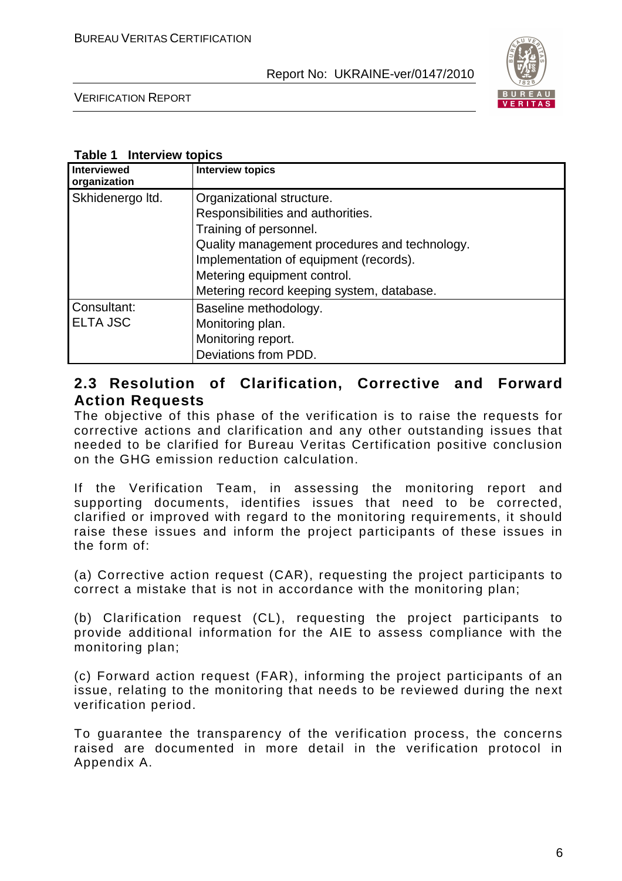**Table 1 Interview topics**

| Interviewed organization | Interview topics |
|---|---|
| Skhidenergo ltd. | Organizational structure.<br>Responsibilities and authorities.<br>Training of personnel.<br>Quality management procedures and technology.<br>Implementation of equipment (records).<br>Metering equipment control.<br>Metering record keeping system, database. |
| Consultant:<br>ELTA JSC | Baseline methodology.<br>Monitoring plan.<br>Monitoring report.<br>Deviations from PDD. |

## 2.3 Resolution of Clarification, Corrective and Forward Action Requests

The objective of this phase of the verification is to raise the requests for corrective actions and clarification and any other outstanding issues that needed to be clarified for Bureau Veritas Certification positive conclusion on the GHG emission reduction calculation.

If the Verification Team, in assessing the monitoring report and supporting documents, identifies issues that need to be corrected, clarified or improved with regard to the monitoring requirements, it should raise these issues and inform the project participants of these issues in the form of:

(a) Corrective action request (CAR), requesting the project participants to correct a mistake that is not in accordance with the monitoring plan;

(b) Clarification request (CL), requesting the project participants to provide additional information for the AIE to assess compliance with the monitoring plan;

(c) Forward action request (FAR), informing the project participants of an issue, relating to the monitoring that needs to be reviewed during the next verification period.

To guarantee the transparency of the verification process, the concerns raised are documented in more detail in the verification protocol in Appendix A.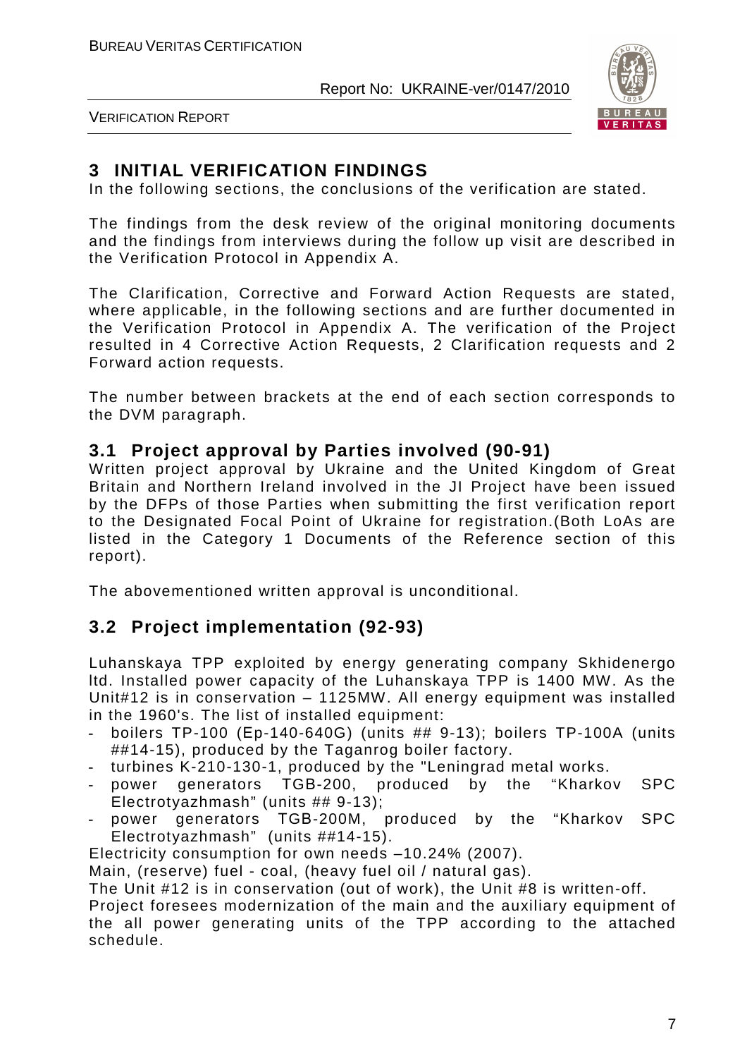## 3 INITIAL VERIFICATION FINDINGS

In the following sections, the conclusions of the verification are stated.

The findings from the desk review of the original monitoring documents and the findings from interviews during the follow up visit are described in the Verification Protocol in Appendix A.

The Clarification, Corrective and Forward Action Requests are stated, where applicable, in the following sections and are further documented in the Verification Protocol in Appendix A. The verification of the Project resulted in 4 Corrective Action Requests, 2 Clarification requests and 2 Forward action requests.

The number between brackets at the end of each section corresponds to the DVM paragraph.

### 3.1 Project approval by Parties involved (90-91)

Written project approval by Ukraine and the United Kingdom of Great Britain and Northern Ireland involved in the JI Project have been issued by the DFPs of those Parties when submitting the first verification report to the Designated Focal Point of Ukraine for registration.(Both LoAs are listed in the Category 1 Documents of the Reference section of this report).

The abovementioned written approval is unconditional.

### 3.2 Project implementation (92-93)

Luhanskaya TPP exploited by energy generating company Skhidenergo ltd. Installed power capacity of the Luhanskaya TPP is 1400 MW. As the Unit#12 is in conservation – 1125MW. All energy equipment was installed in the 1960's. The list of installed equipment:

- boilers TP-100 (Ep-140-640G) (units ## 9-13); boilers TP-100A (units ##14-15), produced by the Taganrog boiler factory.
- turbines K-210-130-1, produced by the "Leningrad metal works.
- power generators TGB-200, produced by the "Kharkov SPC Electrotyazhmash" (units ## 9-13);
- power generators TGB-200M, produced by the "Kharkov SPC Electrotyazhmash" (units ##14-15).

Electricity consumption for own needs –10.24% (2007).

Main, (reserve) fuel - coal, (heavy fuel oil / natural gas).

The Unit #12 is in conservation (out of work), the Unit #8 is written-off.

Project foresees modernization of the main and the auxiliary equipment of the all power generating units of the TPP according to the attached schedule.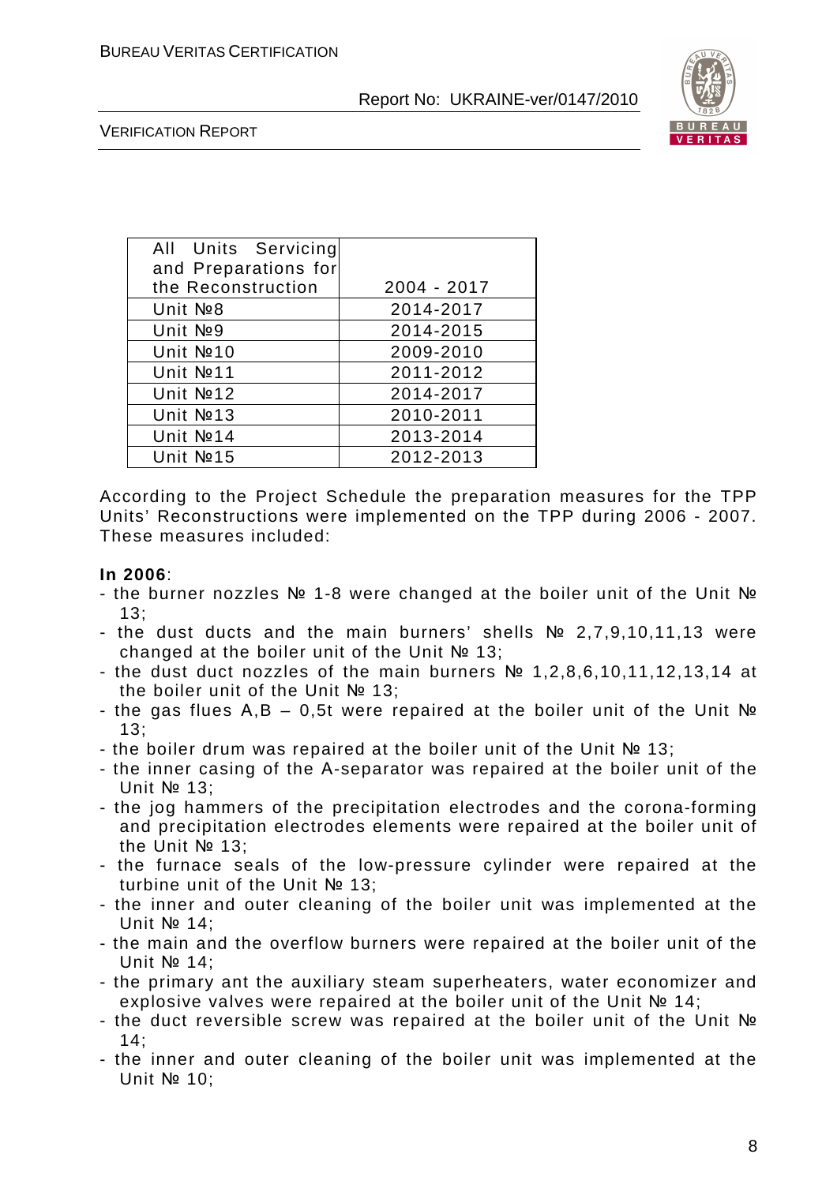| All Units Servicing and Preparations for the Reconstruction | 2004 - 2017 |
|---|---|
| Unit №8 | 2014-2017 |
| Unit №9 | 2014-2015 |
| Unit №10 | 2009-2010 |
| Unit №11 | 2011-2012 |
| Unit №12 | 2014-2017 |
| Unit №13 | 2010-2011 |
| Unit №14 | 2013-2014 |
| Unit №15 | 2012-2013 |

According to the Project Schedule the preparation measures for the TPP Units' Reconstructions were implemented on the TPP during 2006 - 2007. These measures included:

**In 2006**:

- the burner nozzles № 1-8 were changed at the boiler unit of the Unit № 13;
- the dust ducts and the main burners' shells № 2,7,9,10,11,13 were changed at the boiler unit of the Unit № 13;
- the dust duct nozzles of the main burners № 1,2,8,6,10,11,12,13,14 at the boiler unit of the Unit № 13;
- the gas flues A,B – 0,5t were repaired at the boiler unit of the Unit № 13;
- the boiler drum was repaired at the boiler unit of the Unit № 13;
- the inner casing of the A-separator was repaired at the boiler unit of the Unit № 13;
- the jog hammers of the precipitation electrodes and the corona-forming and precipitation electrodes elements were repaired at the boiler unit of the Unit № 13;
- the furnace seals of the low-pressure cylinder were repaired at the turbine unit of the Unit № 13;
- the inner and outer cleaning of the boiler unit was implemented at the Unit № 14;
- the main and the overflow burners were repaired at the boiler unit of the Unit № 14;
- the primary ant the auxiliary steam superheaters, water economizer and explosive valves were repaired at the boiler unit of the Unit № 14;
- the duct reversible screw was repaired at the boiler unit of the Unit № 14;
- the inner and outer cleaning of the boiler unit was implemented at the Unit № 10;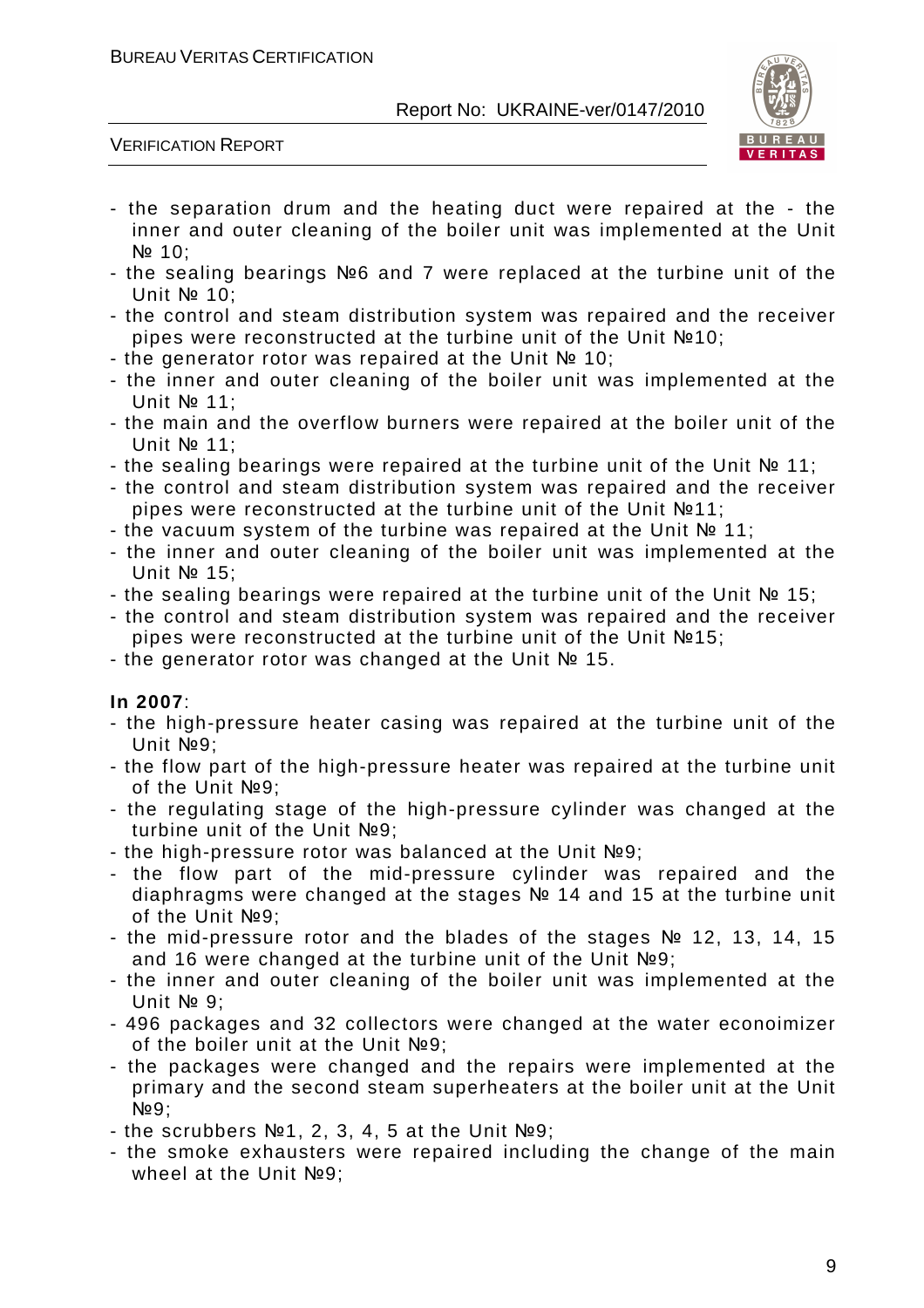- the separation drum and the heating duct were repaired at the - the inner and outer cleaning of the boiler unit was implemented at the Unit № 10;
- the sealing bearings №6 and 7 were replaced at the turbine unit of the Unit № 10;
- the control and steam distribution system was repaired and the receiver pipes were reconstructed at the turbine unit of the Unit №10;
- the generator rotor was repaired at the Unit № 10;
- the inner and outer cleaning of the boiler unit was implemented at the Unit № 11;
- the main and the overflow burners were repaired at the boiler unit of the Unit № 11;
- the sealing bearings were repaired at the turbine unit of the Unit № 11;
- the control and steam distribution system was repaired and the receiver pipes were reconstructed at the turbine unit of the Unit №11;
- the vacuum system of the turbine was repaired at the Unit № 11;
- the inner and outer cleaning of the boiler unit was implemented at the Unit № 15;
- the sealing bearings were repaired at the turbine unit of the Unit № 15;
- the control and steam distribution system was repaired and the receiver pipes were reconstructed at the turbine unit of the Unit №15;
- the generator rotor was changed at the Unit № 15.

**In 2007**:

- the high-pressure heater casing was repaired at the turbine unit of the Unit №9;
- the flow part of the high-pressure heater was repaired at the turbine unit of the Unit №9;
- the regulating stage of the high-pressure cylinder was changed at the turbine unit of the Unit №9;
- the high-pressure rotor was balanced at the Unit №9;
- the flow part of the mid-pressure cylinder was repaired and the diaphragms were changed at the stages № 14 and 15 at the turbine unit of the Unit №9;
- the mid-pressure rotor and the blades of the stages № 12, 13, 14, 15 and 16 were changed at the turbine unit of the Unit №9;
- the inner and outer cleaning of the boiler unit was implemented at the Unit № 9;
- 496 packages and 32 collectors were changed at the water econoimizer of the boiler unit at the Unit №9;
- the packages were changed and the repairs were implemented at the primary and the second steam superheaters at the boiler unit at the Unit №9;
- the scrubbers №1, 2, 3, 4, 5 at the Unit №9;
- the smoke exhausters were repaired including the change of the main wheel at the Unit №9;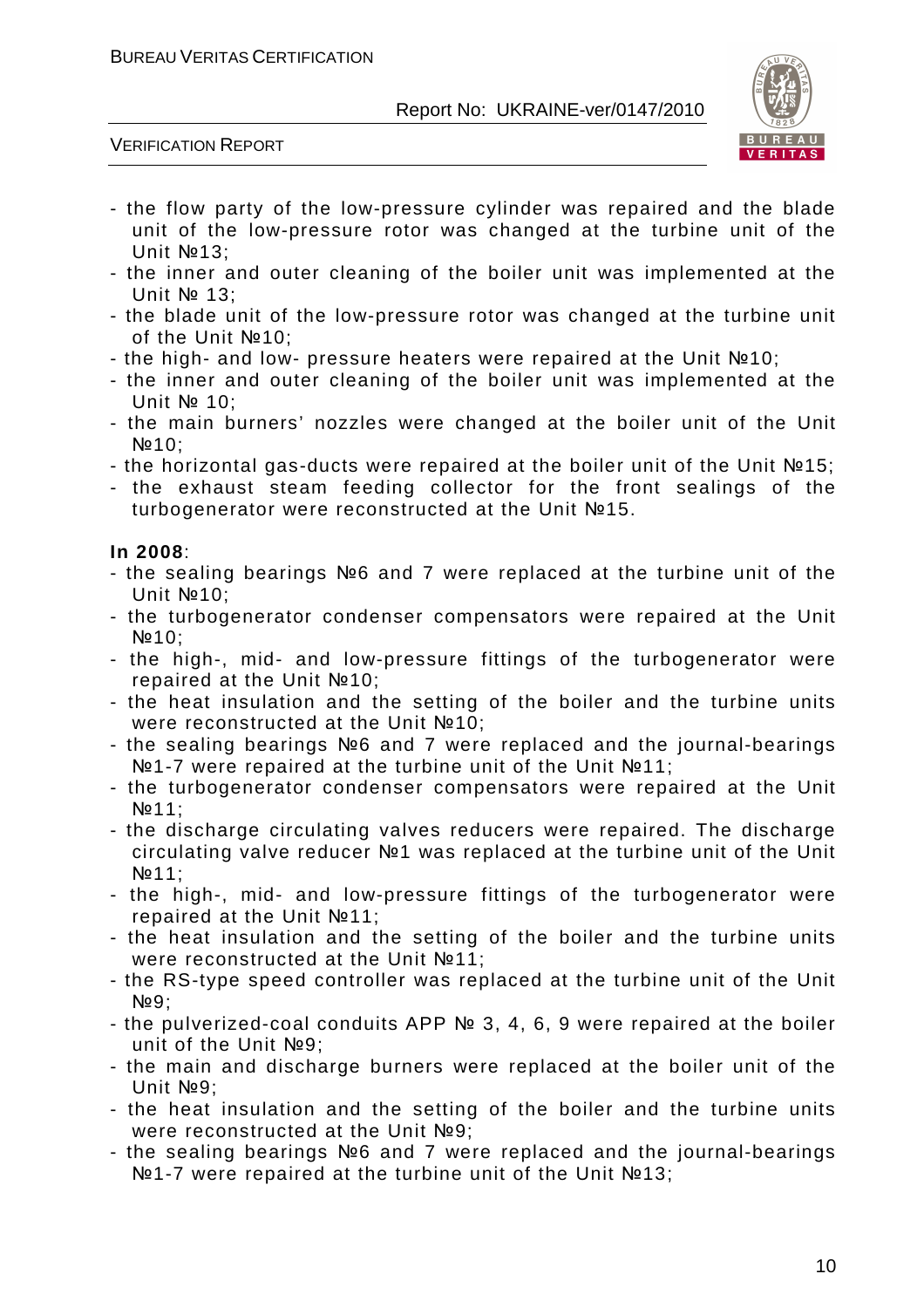- the flow party of the low-pressure cylinder was repaired and the blade unit of the low-pressure rotor was changed at the turbine unit of the Unit №13;
- the inner and outer cleaning of the boiler unit was implemented at the Unit № 13;
- the blade unit of the low-pressure rotor was changed at the turbine unit of the Unit №10;
- the high- and low- pressure heaters were repaired at the Unit №10;
- the inner and outer cleaning of the boiler unit was implemented at the Unit № 10;
- the main burners' nozzles were changed at the boiler unit of the Unit №10;
- the horizontal gas-ducts were repaired at the boiler unit of the Unit №15;
- the exhaust steam feeding collector for the front sealings of the turbogenerator were reconstructed at the Unit №15.

**In 2008**:

- the sealing bearings №6 and 7 were replaced at the turbine unit of the Unit №10;
- the turbogenerator condenser compensators were repaired at the Unit №10;
- the high-, mid- and low-pressure fittings of the turbogenerator were repaired at the Unit №10;
- the heat insulation and the setting of the boiler and the turbine units were reconstructed at the Unit №10;
- the sealing bearings №6 and 7 were replaced and the journal-bearings №1-7 were repaired at the turbine unit of the Unit №11;
- the turbogenerator condenser compensators were repaired at the Unit №11;
- the discharge circulating valves reducers were repaired. The discharge circulating valve reducer №1 was replaced at the turbine unit of the Unit №11;
- the high-, mid- and low-pressure fittings of the turbogenerator were repaired at the Unit №11;
- the heat insulation and the setting of the boiler and the turbine units were reconstructed at the Unit №11;
- the RS-type speed controller was replaced at the turbine unit of the Unit №9;
- the pulverized-coal conduits APP № 3, 4, 6, 9 were repaired at the boiler unit of the Unit №9;
- the main and discharge burners were replaced at the boiler unit of the Unit №9;
- the heat insulation and the setting of the boiler and the turbine units were reconstructed at the Unit №9;
- the sealing bearings №6 and 7 were replaced and the journal-bearings №1-7 were repaired at the turbine unit of the Unit №13;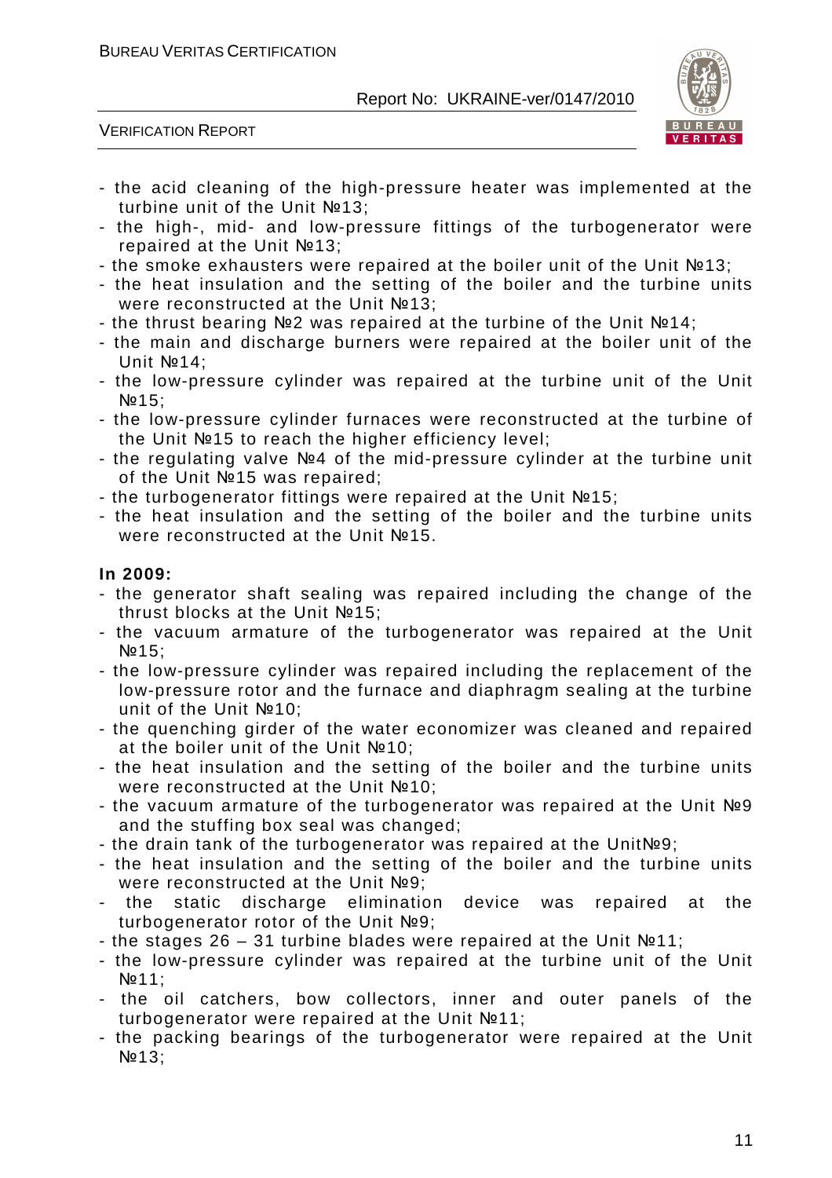- the acid cleaning of the high-pressure heater was implemented at the turbine unit of the Unit №13;
- the high-, mid- and low-pressure fittings of the turbogenerator were repaired at the Unit №13;
- the smoke exhausters were repaired at the boiler unit of the Unit №13;
- the heat insulation and the setting of the boiler and the turbine units were reconstructed at the Unit №13;
- the thrust bearing №2 was repaired at the turbine of the Unit №14;
- the main and discharge burners were repaired at the boiler unit of the Unit №14;
- the low-pressure cylinder was repaired at the turbine unit of the Unit №15;
- the low-pressure cylinder furnaces were reconstructed at the turbine of the Unit №15 to reach the higher efficiency level;
- the regulating valve №4 of the mid-pressure cylinder at the turbine unit of the Unit №15 was repaired;
- the turbogenerator fittings were repaired at the Unit №15;
- the heat insulation and the setting of the boiler and the turbine units were reconstructed at the Unit №15.

**In 2009:**

- the generator shaft sealing was repaired including the change of the thrust blocks at the Unit №15;
- the vacuum armature of the turbogenerator was repaired at the Unit №15;
- the low-pressure cylinder was repaired including the replacement of the low-pressure rotor and the furnace and diaphragm sealing at the turbine unit of the Unit №10;
- the quenching girder of the water economizer was cleaned and repaired at the boiler unit of the Unit №10;
- the heat insulation and the setting of the boiler and the turbine units were reconstructed at the Unit №10;
- the vacuum armature of the turbogenerator was repaired at the Unit №9 and the stuffing box seal was changed;
- the drain tank of the turbogenerator was repaired at the Unit№9;
- the heat insulation and the setting of the boiler and the turbine units were reconstructed at the Unit №9;
- the static discharge elimination device was repaired at the turbogenerator rotor of the Unit №9;
- the stages 26 – 31 turbine blades were repaired at the Unit №11;
- the low-pressure cylinder was repaired at the turbine unit of the Unit №11;
- the oil catchers, bow collectors, inner and outer panels of the turbogenerator were repaired at the Unit №11;
- the packing bearings of the turbogenerator were repaired at the Unit №13;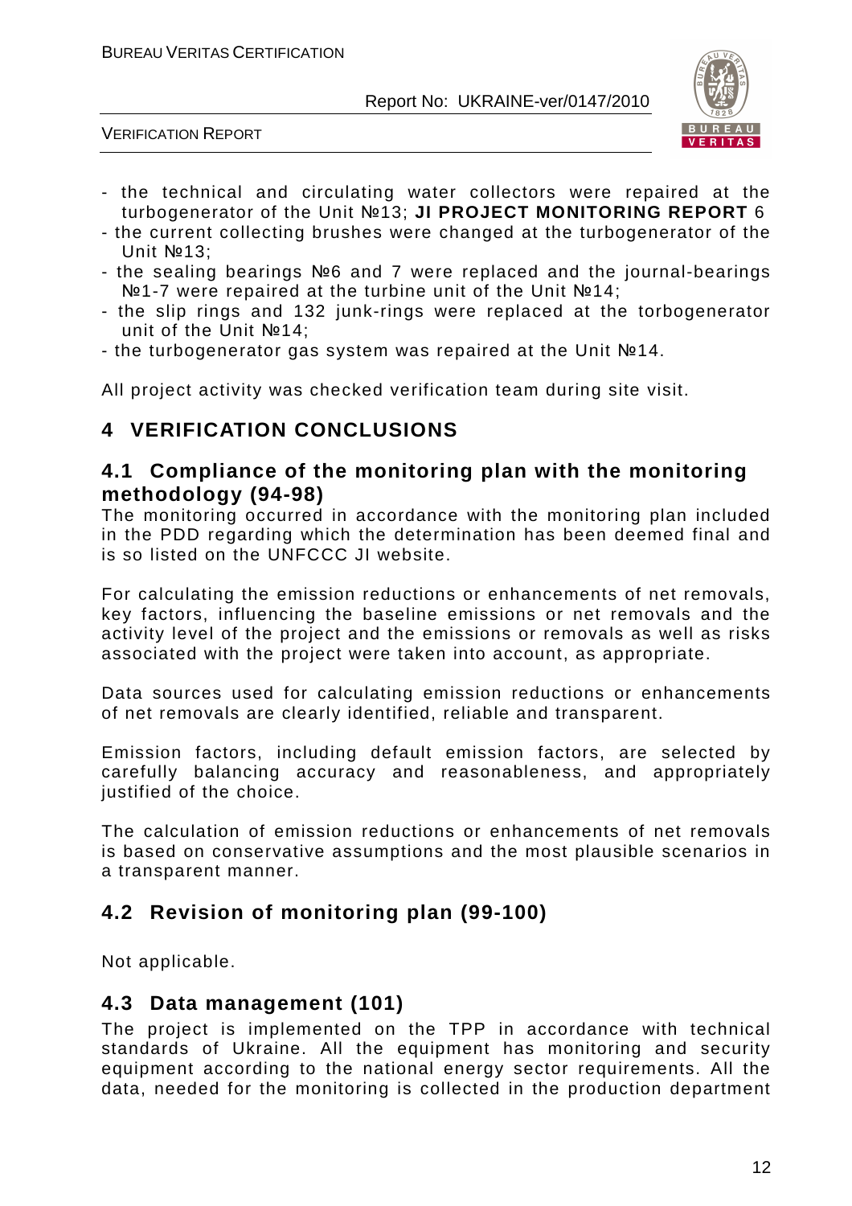- the technical and circulating water collectors were repaired at the turbogenerator of the Unit №13; **JI PROJECT MONITORING REPORT** 6
- the current collecting brushes were changed at the turbogenerator of the Unit №13;
- the sealing bearings №6 and 7 were replaced and the journal-bearings №1-7 were repaired at the turbine unit of the Unit №14;
- the slip rings and 132 junk-rings were replaced at the torbogenerator unit of the Unit №14;
- the turbogenerator gas system was repaired at the Unit №14.

All project activity was checked verification team during site visit.

# 4 VERIFICATION CONCLUSIONS

## 4.1 Compliance of the monitoring plan with the monitoring methodology (94-98)

The monitoring occurred in accordance with the monitoring plan included in the PDD regarding which the determination has been deemed final and is so listed on the UNFCCC JI website.

For calculating the emission reductions or enhancements of net removals, key factors, influencing the baseline emissions or net removals and the activity level of the project and the emissions or removals as well as risks associated with the project were taken into account, as appropriate.

Data sources used for calculating emission reductions or enhancements of net removals are clearly identified, reliable and transparent.

Emission factors, including default emission factors, are selected by carefully balancing accuracy and reasonableness, and appropriately justified of the choice.

The calculation of emission reductions or enhancements of net removals is based on conservative assumptions and the most plausible scenarios in a transparent manner.

## 4.2 Revision of monitoring plan (99-100)

Not applicable.

## 4.3 Data management (101)

The project is implemented on the TPP in accordance with technical standards of Ukraine. All the equipment has monitoring and security equipment according to the national energy sector requirements. All the data, needed for the monitoring is collected in the production department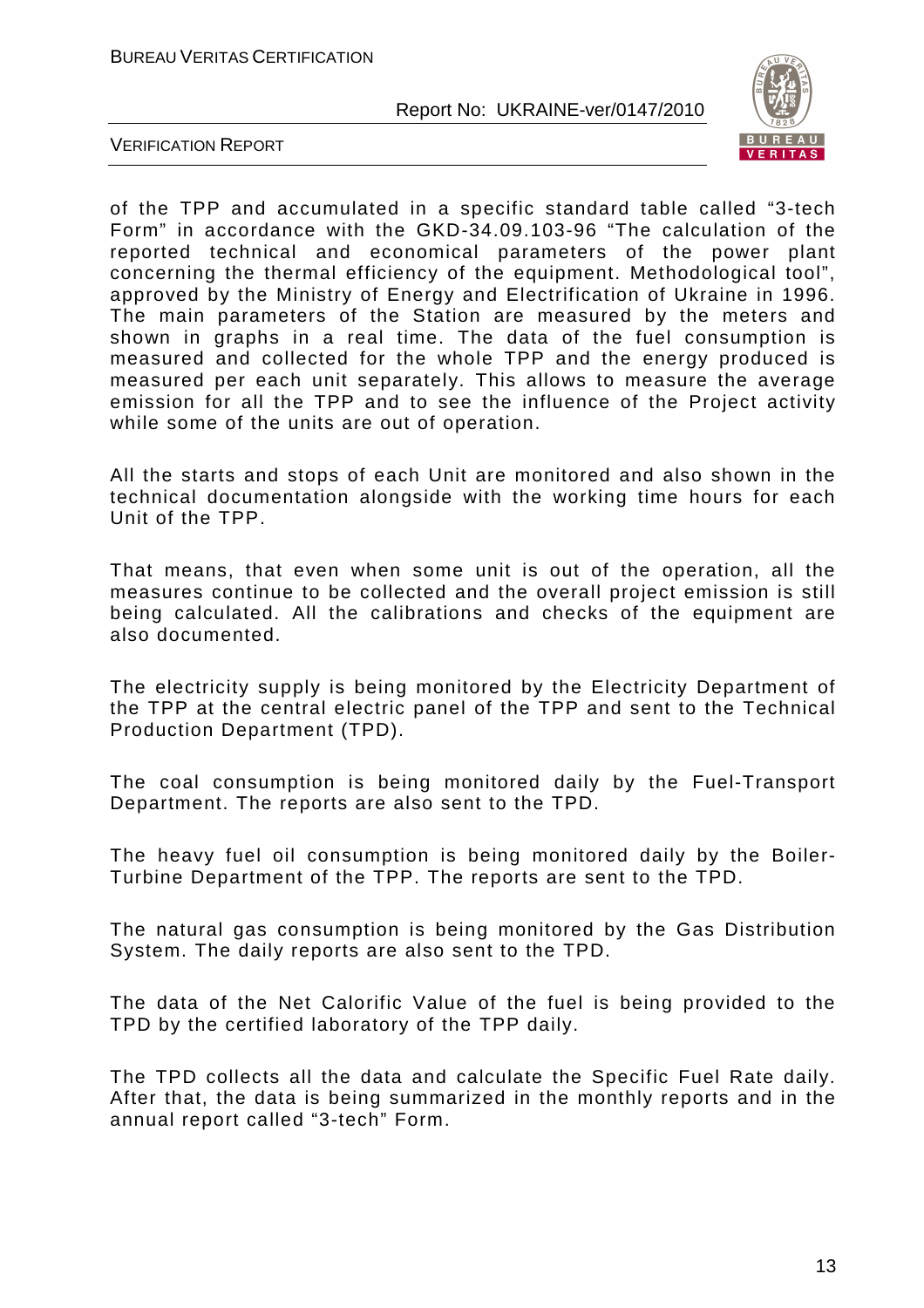of the TPP and accumulated in a specific standard table called "3-tech Form" in accordance with the GKD-34.09.103-96 "The calculation of the reported technical and economical parameters of the power plant concerning the thermal efficiency of the equipment. Methodological tool", approved by the Ministry of Energy and Electrification of Ukraine in 1996. The main parameters of the Station are measured by the meters and shown in graphs in a real time. The data of the fuel consumption is measured and collected for the whole TPP and the energy produced is measured per each unit separately. This allows to measure the average emission for all the TPP and to see the influence of the Project activity while some of the units are out of operation.

All the starts and stops of each Unit are monitored and also shown in the technical documentation alongside with the working time hours for each Unit of the TPP.

That means, that even when some unit is out of the operation, all the measures continue to be collected and the overall project emission is still being calculated. All the calibrations and checks of the equipment are also documented.

The electricity supply is being monitored by the Electricity Department of the TPP at the central electric panel of the TPP and sent to the Technical Production Department (TPD).

The coal consumption is being monitored daily by the Fuel-Transport Department. The reports are also sent to the TPD.

The heavy fuel oil consumption is being monitored daily by the Boiler-Turbine Department of the TPP. The reports are sent to the TPD.

The natural gas consumption is being monitored by the Gas Distribution System. The daily reports are also sent to the TPD.

The data of the Net Calorific Value of the fuel is being provided to the TPD by the certified laboratory of the TPP daily.

The TPD collects all the data and calculate the Specific Fuel Rate daily. After that, the data is being summarized in the monthly reports and in the annual report called "3-tech" Form.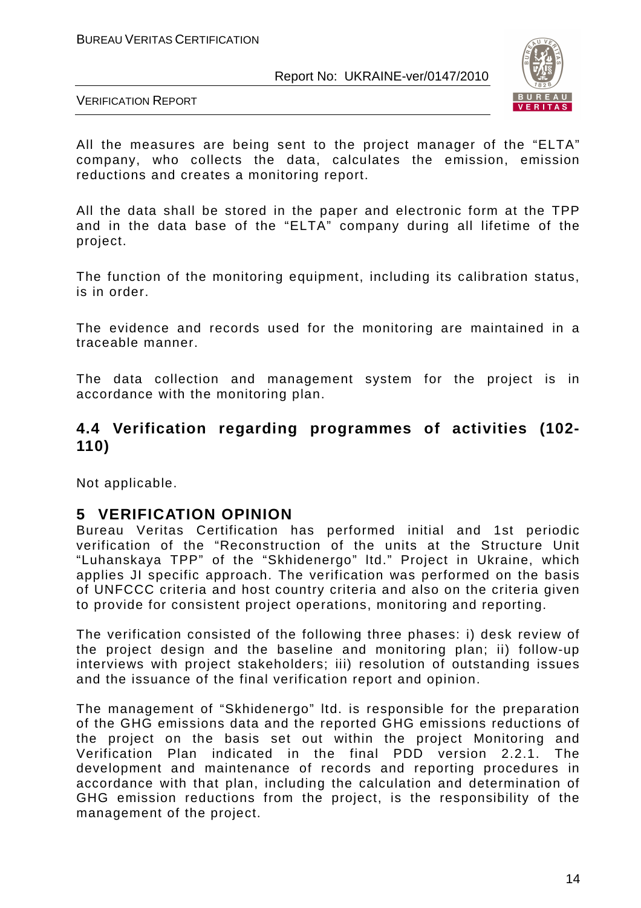All the measures are being sent to the project manager of the "ELTA" company, who collects the data, calculates the emission, emission reductions and creates a monitoring report.

All the data shall be stored in the paper and electronic form at the TPP and in the data base of the "ELTA" company during all lifetime of the project.

The function of the monitoring equipment, including its calibration status, is in order.

The evidence and records used for the monitoring are maintained in a traceable manner.

The data collection and management system for the project is in accordance with the monitoring plan.

## 4.4 Verification regarding programmes of activities (102-110)

Not applicable.

# 5 VERIFICATION OPINION

Bureau Veritas Certification has performed initial and 1st periodic verification of the "Reconstruction of the units at the Structure Unit "Luhanskaya TPP" of the "Skhidenergo" ltd." Project in Ukraine, which applies JI specific approach. The verification was performed on the basis of UNFCCC criteria and host country criteria and also on the criteria given to provide for consistent project operations, monitoring and reporting.

The verification consisted of the following three phases: i) desk review of the project design and the baseline and monitoring plan; ii) follow-up interviews with project stakeholders; iii) resolution of outstanding issues and the issuance of the final verification report and opinion.

The management of "Skhidenergo" ltd. is responsible for the preparation of the GHG emissions data and the reported GHG emissions reductions of the project on the basis set out within the project Monitoring and Verification Plan indicated in the final PDD version 2.2.1. The development and maintenance of records and reporting procedures in accordance with that plan, including the calculation and determination of GHG emission reductions from the project, is the responsibility of the management of the project.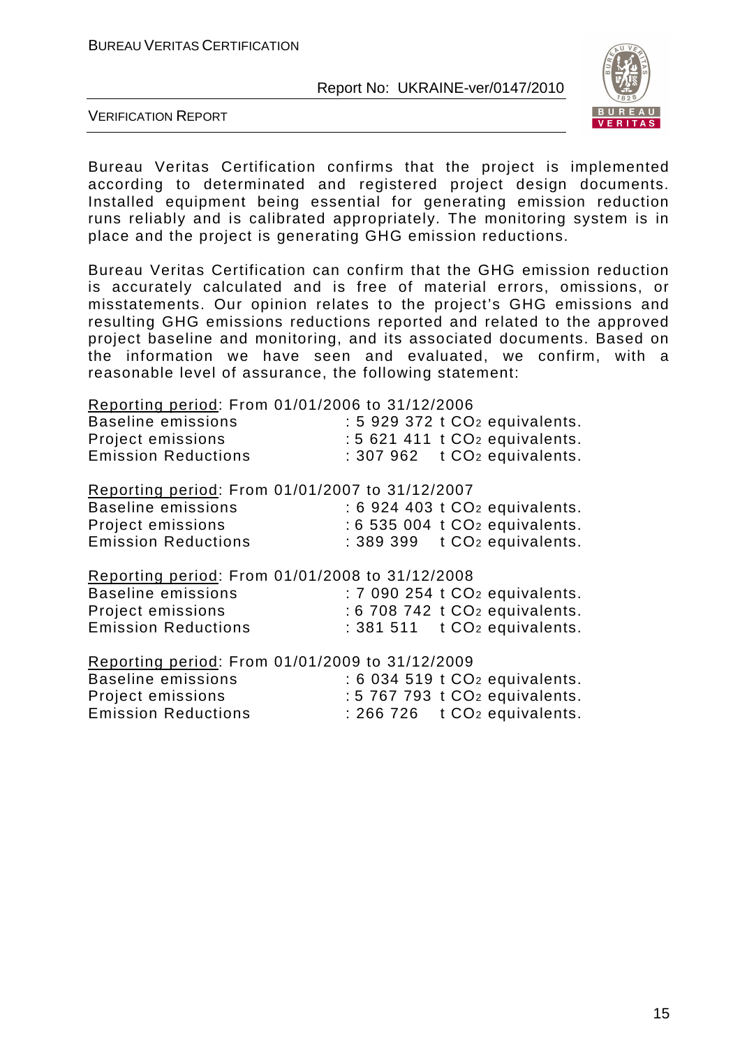Bureau Veritas Certification confirms that the project is implemented according to determinated and registered project design documents. Installed equipment being essential for generating emission reduction runs reliably and is calibrated appropriately. The monitoring system is in place and the project is generating GHG emission reductions.

Bureau Veritas Certification can confirm that the GHG emission reduction is accurately calculated and is free of material errors, omissions, or misstatements. Our opinion relates to the project's GHG emissions and resulting GHG emissions reductions reported and related to the approved project baseline and monitoring, and its associated documents. Based on the information we have seen and evaluated, we confirm, with a reasonable level of assurance, the following statement:

<u>Reporting period</u>: From 01/01/2006 to 31/12/2006

Baseline emissions : 5 929 372 t $CO_2$ equivalents.
Project emissions : 5 621 411 t $CO_2$ equivalents.
Emission Reductions : 307 962 t $CO_2$ equivalents.

<u>Reporting period</u>: From 01/01/2007 to 31/12/2007

Baseline emissions : 6 924 403 t $CO_2$ equivalents.
Project emissions : 6 535 004 t $CO_2$ equivalents.
Emission Reductions : 389 399 t $CO_2$ equivalents.

<u>Reporting period</u>: From 01/01/2008 to 31/12/2008

Baseline emissions : 7 090 254 t $CO_2$ equivalents.
Project emissions : 6 708 742 t $CO_2$ equivalents.
Emission Reductions : 381 511 t $CO_2$ equivalents.

<u>Reporting period</u>: From 01/01/2009 to 31/12/2009

Baseline emissions : 6 034 519 t $CO_2$ equivalents.
Project emissions : 5 767 793 t $CO_2$ equivalents.
Emission Reductions : 266 726 t $CO_2$ equivalents.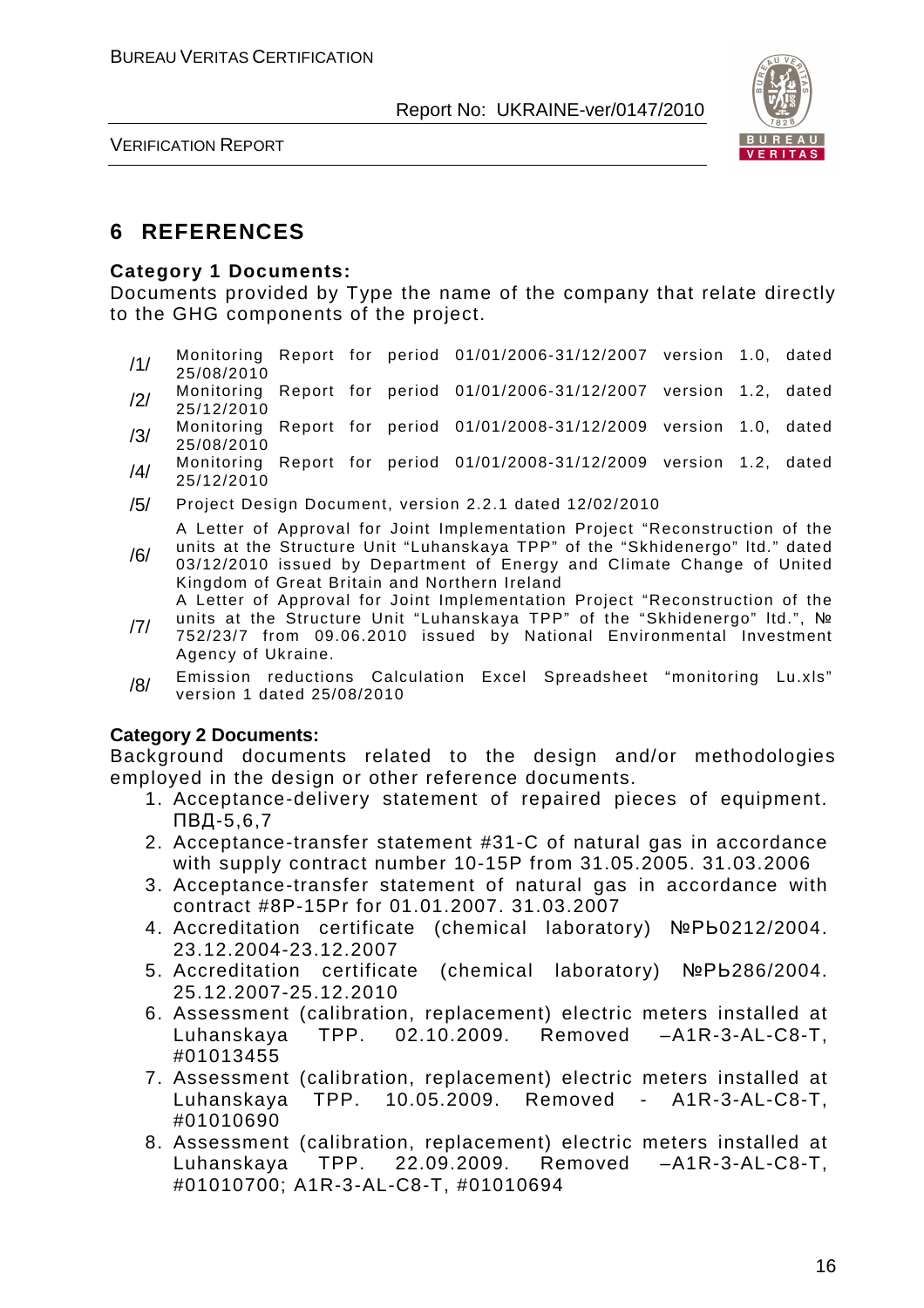# 6 REFERENCES

**Category 1 Documents:**

Documents provided by Type the name of the company that relate directly to the GHG components of the project.

/1/ Monitoring Report for period 01/01/2006-31/12/2007 version 1.0, dated 25/08/2010

/2/ Monitoring Report for period 01/01/2006-31/12/2007 version 1.2, dated 25/12/2010

/3/ Monitoring Report for period 01/01/2008-31/12/2009 version 1.0, dated 25/08/2010

/4/ Monitoring Report for period 01/01/2008-31/12/2009 version 1.2, dated 25/12/2010

/5/ Project Design Document, version 2.2.1 dated 12/02/2010

/6/ A Letter of Approval for Joint Implementation Project "Reconstruction of the units at the Structure Unit "Luhanskaya TPP" of the "Skhidenergo" ltd." dated 03/12/2010 issued by Department of Energy and Climate Change of United Kingdom of Great Britain and Northern Ireland

/7/ A Letter of Approval for Joint Implementation Project "Reconstruction of the units at the Structure Unit "Luhanskaya TPP" of the "Skhidenergo" ltd.", № 752/23/7 from 09.06.2010 issued by National Environmental Investment Agency of Ukraine.

/8/ Emission reductions Calculation Excel Spreadsheet "monitoring Lu.xls" version 1 dated 25/08/2010

**Category 2 Documents:**

Background documents related to the design and/or methodologies employed in the design or other reference documents.

1. Acceptance-delivery statement of repaired pieces of equipment. ПВД-5,6,7
2. Acceptance-transfer statement #31-C of natural gas in accordance with supply contract number 10-15P from 31.05.2005. 31.03.2006
3. Acceptance-transfer statement of natural gas in accordance with contract #8P-15Pr for 01.01.2007. 31.03.2007
4. Accreditation certificate (chemical laboratory) №РЬ0212/2004. 23.12.2004-23.12.2007
5. Accreditation certificate (chemical laboratory) №РЬ286/2004. 25.12.2007-25.12.2010
6. Assessment (calibration, replacement) electric meters installed at Luhanskaya TPP. 02.10.2009. Removed –A1R-3-AL-C8-T, #01013455
7. Assessment (calibration, replacement) electric meters installed at Luhanskaya TPP. 10.05.2009. Removed - A1R-3-AL-C8-T, #01010690
8. Assessment (calibration, replacement) electric meters installed at Luhanskaya TPP. 22.09.2009. Removed –A1R-3-AL-C8-T, #01010700; A1R-3-AL-C8-T, #01010694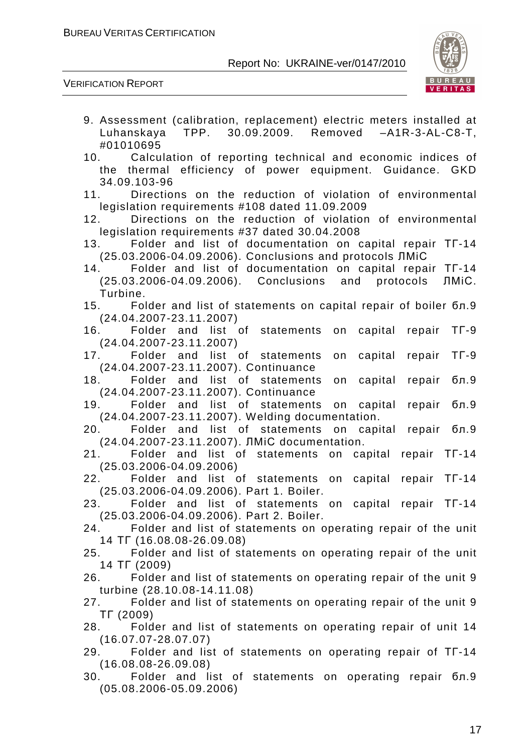9. Assessment (calibration, replacement) electric meters installed at Luhanskaya TPP. 30.09.2009. Removed –A1R-3-AL-C8-T, #01010695
10. Calculation of reporting technical and economic indices of the thermal efficiency of power equipment. Guidance. GKD 34.09.103-96
11. Directions on the reduction of violation of environmental legislation requirements #108 dated 11.09.2009
12. Directions on the reduction of violation of environmental legislation requirements #37 dated 30.04.2008
13. Folder and list of documentation on capital repair ТГ-14 (25.03.2006-04.09.2006). Conclusions and protocols ЛМіС
14. Folder and list of documentation on capital repair ТГ-14 (25.03.2006-04.09.2006). Conclusions and protocols ЛМіС. Turbine.
15. Folder and list of statements on capital repair of boiler бл.9 (24.04.2007-23.11.2007)
16. Folder and list of statements on capital repair ТГ-9 (24.04.2007-23.11.2007)
17. Folder and list of statements on capital repair ТГ-9 (24.04.2007-23.11.2007). Continuance
18. Folder and list of statements on capital repair бл.9 (24.04.2007-23.11.2007). Continuance
19. Folder and list of statements on capital repair бл.9 (24.04.2007-23.11.2007). Welding documentation.
20. Folder and list of statements on capital repair бл.9 (24.04.2007-23.11.2007). ЛМіС documentation.
21. Folder and list of statements on capital repair ТГ-14 (25.03.2006-04.09.2006)
22. Folder and list of statements on capital repair ТГ-14 (25.03.2006-04.09.2006). Part 1. Boiler.
23. Folder and list of statements on capital repair ТГ-14 (25.03.2006-04.09.2006). Part 2. Boiler.
24. Folder and list of statements on operating repair of the unit 14 ТГ (16.08.08-26.09.08)
25. Folder and list of statements on operating repair of the unit 14 ТГ (2009)
26. Folder and list of statements on operating repair of the unit 9 turbine (28.10.08-14.11.08)
27. Folder and list of statements on operating repair of the unit 9 ТГ (2009)
28. Folder and list of statements on operating repair of unit 14 (16.07.07-28.07.07)
29. Folder and list of statements on operating repair of ТГ-14 (16.08.08-26.09.08)
30. Folder and list of statements on operating repair бл.9 (05.08.2006-05.09.2006)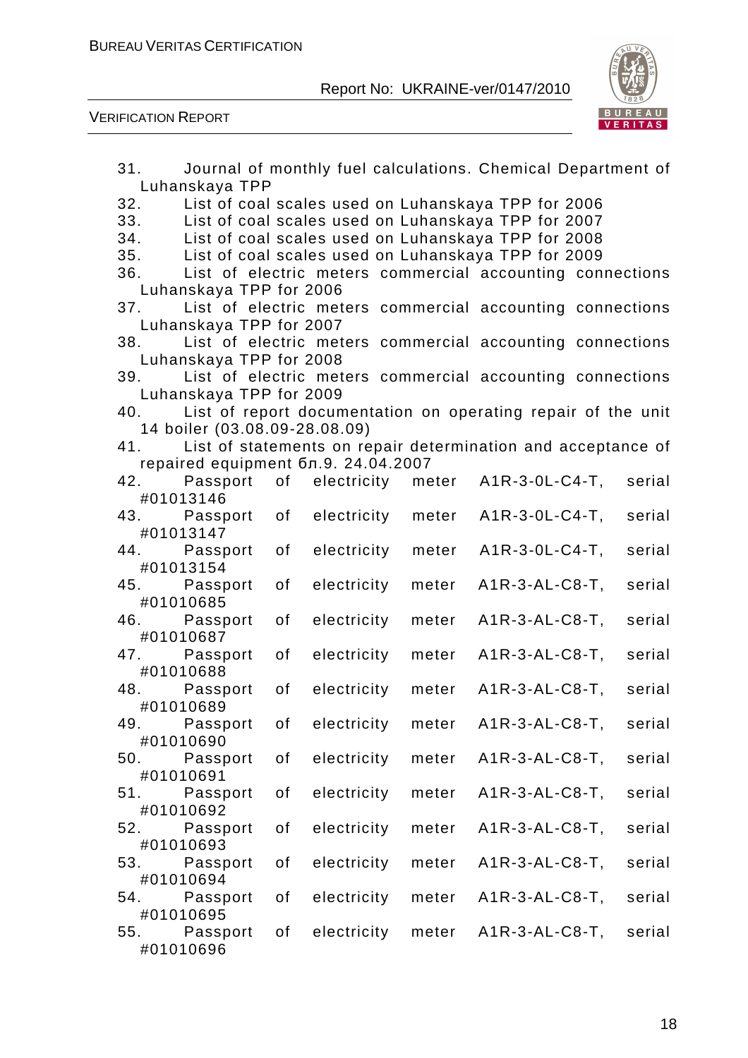31. Journal of monthly fuel calculations. Chemical Department of Luhanskaya TPP
32. List of coal scales used on Luhanskaya TPP for 2006
33. List of coal scales used on Luhanskaya TPP for 2007
34. List of coal scales used on Luhanskaya TPP for 2008
35. List of coal scales used on Luhanskaya TPP for 2009
36. List of electric meters commercial accounting connections Luhanskaya TPP for 2006
37. List of electric meters commercial accounting connections Luhanskaya TPP for 2007
38. List of electric meters commercial accounting connections Luhanskaya TPP for 2008
39. List of electric meters commercial accounting connections Luhanskaya TPP for 2009
40. List of report documentation on operating repair of the unit 14 boiler (03.08.09-28.08.09)
41. List of statements on repair determination and acceptance of repaired equipment бл.9. 24.04.2007
42. Passport of electricity meter A1R-3-0L-C4-T, serial #01013146
43. Passport of electricity meter A1R-3-0L-C4-T, serial #01013147
44. Passport of electricity meter A1R-3-0L-C4-T, serial #01013154
45. Passport of electricity meter A1R-3-AL-C8-T, serial #01010685
46. Passport of electricity meter A1R-3-AL-C8-T, serial #01010687
47. Passport of electricity meter A1R-3-AL-C8-T, serial #01010688
48. Passport of electricity meter A1R-3-AL-C8-T, serial #01010689
49. Passport of electricity meter A1R-3-AL-C8-T, serial #01010690
50. Passport of electricity meter A1R-3-AL-C8-T, serial #01010691
51. Passport of electricity meter A1R-3-AL-C8-T, serial #01010692
52. Passport of electricity meter A1R-3-AL-C8-T, serial #01010693
53. Passport of electricity meter A1R-3-AL-C8-T, serial #01010694
54. Passport of electricity meter A1R-3-AL-C8-T, serial #01010695
55. Passport of electricity meter A1R-3-AL-C8-T, serial #01010696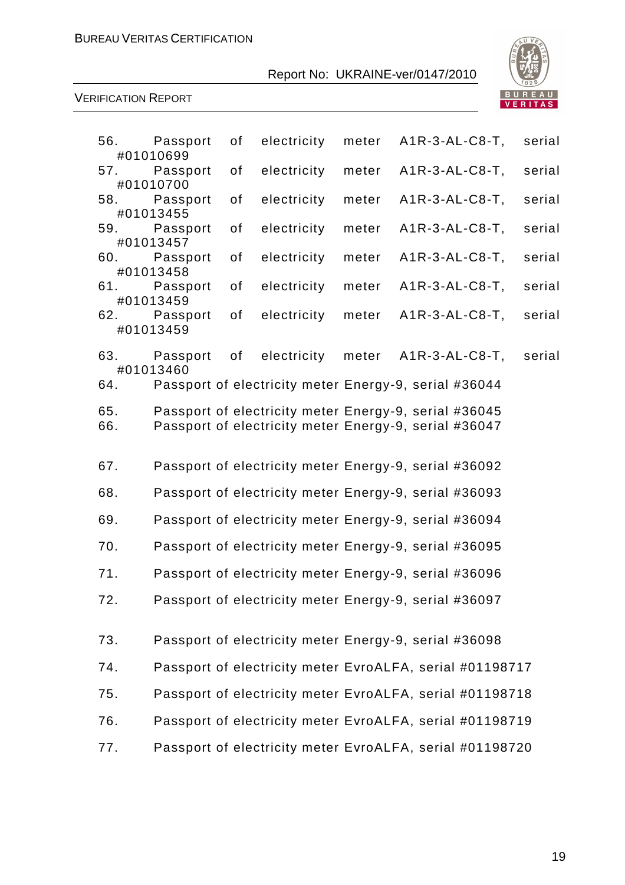56. Passport of electricity meter A1R-3-AL-C8-T, serial #01010699
57. Passport of electricity meter A1R-3-AL-C8-T, serial #01010700
58. Passport of electricity meter A1R-3-AL-C8-T, serial #01013455
59. Passport of electricity meter A1R-3-AL-C8-T, serial #01013457
60. Passport of electricity meter A1R-3-AL-C8-T, serial #01013458
61. Passport of electricity meter A1R-3-AL-C8-T, serial #01013459
62. Passport of electricity meter A1R-3-AL-C8-T, serial #01013459
63. Passport of electricity meter A1R-3-AL-C8-T, serial #01013460
64. Passport of electricity meter Energy-9, serial #36044
65. Passport of electricity meter Energy-9, serial #36045
66. Passport of electricity meter Energy-9, serial #36047
67. Passport of electricity meter Energy-9, serial #36092
68. Passport of electricity meter Energy-9, serial #36093
69. Passport of electricity meter Energy-9, serial #36094
70. Passport of electricity meter Energy-9, serial #36095
71. Passport of electricity meter Energy-9, serial #36096
72. Passport of electricity meter Energy-9, serial #36097
73. Passport of electricity meter Energy-9, serial #36098
74. Passport of electricity meter EvroALFA, serial #01198717
75. Passport of electricity meter EvroALFA, serial #01198718
76. Passport of electricity meter EvroALFA, serial #01198719
77. Passport of electricity meter EvroALFA, serial #01198720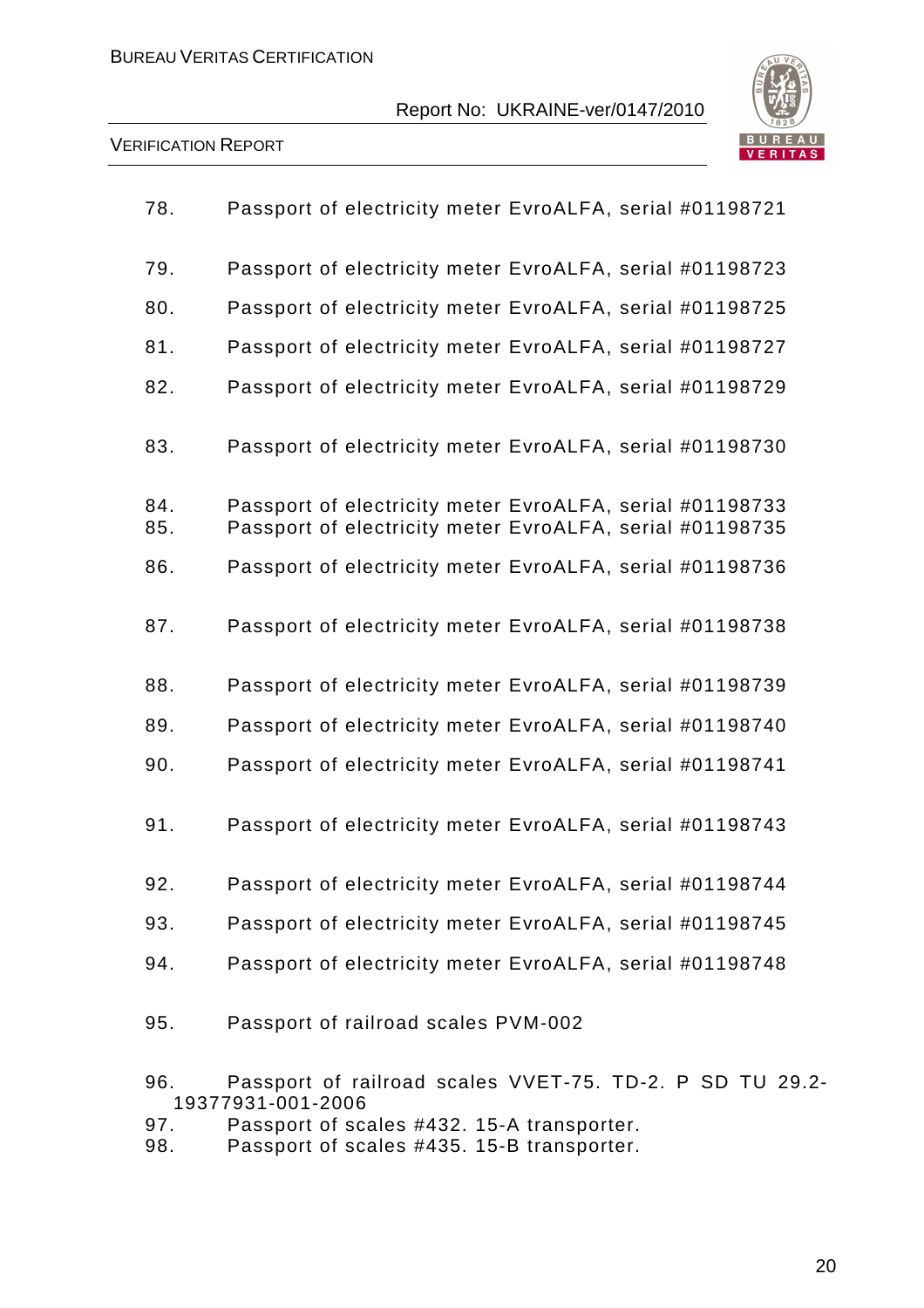78. Passport of electricity meter EvroALFA, serial #01198721

79. Passport of electricity meter EvroALFA, serial #01198723

80. Passport of electricity meter EvroALFA, serial #01198725

81. Passport of electricity meter EvroALFA, serial #01198727

82. Passport of electricity meter EvroALFA, serial #01198729

83. Passport of electricity meter EvroALFA, serial #01198730

84. Passport of electricity meter EvroALFA, serial #01198733

85. Passport of electricity meter EvroALFA, serial #01198735

86. Passport of electricity meter EvroALFA, serial #01198736

87. Passport of electricity meter EvroALFA, serial #01198738

88. Passport of electricity meter EvroALFA, serial #01198739

89. Passport of electricity meter EvroALFA, serial #01198740

90. Passport of electricity meter EvroALFA, serial #01198741

91. Passport of electricity meter EvroALFA, serial #01198743

92. Passport of electricity meter EvroALFA, serial #01198744

93. Passport of electricity meter EvroALFA, serial #01198745

94. Passport of electricity meter EvroALFA, serial #01198748

95. Passport of railroad scales PVM-002

96. Passport of railroad scales VVET-75. TD-2. P SD TU 29.2-19377931-001-2006

97. Passport of scales #432. 15-A transporter.

98. Passport of scales #435. 15-B transporter.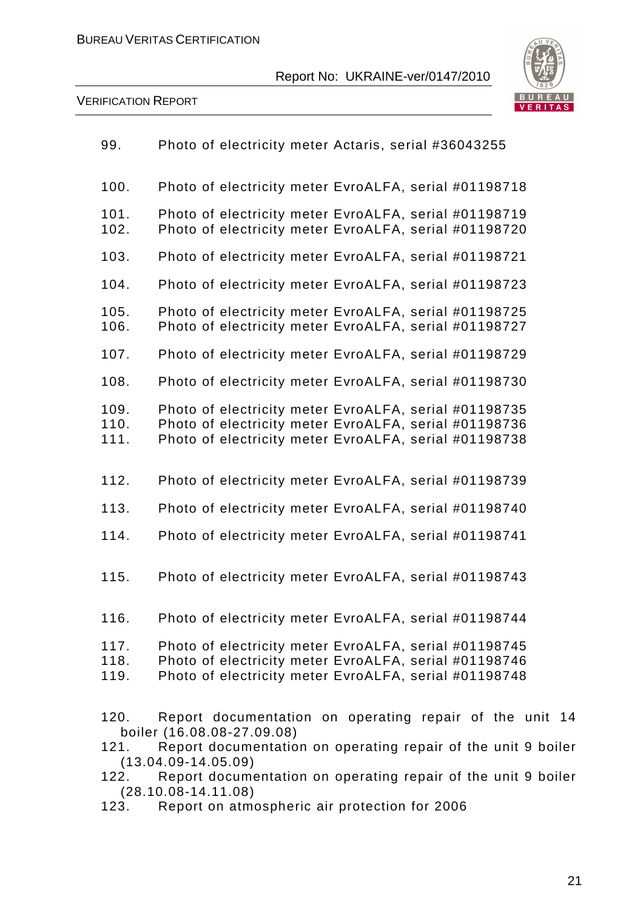99. Photo of electricity meter Actaris, serial #36043255

100. Photo of electricity meter EvroALFA, serial #01198718

101. Photo of electricity meter EvroALFA, serial #01198719

102. Photo of electricity meter EvroALFA, serial #01198720

103. Photo of electricity meter EvroALFA, serial #01198721

104. Photo of electricity meter EvroALFA, serial #01198723

105. Photo of electricity meter EvroALFA, serial #01198725

106. Photo of electricity meter EvroALFA, serial #01198727

107. Photo of electricity meter EvroALFA, serial #01198729

108. Photo of electricity meter EvroALFA, serial #01198730

109. Photo of electricity meter EvroALFA, serial #01198735

110. Photo of electricity meter EvroALFA, serial #01198736

111. Photo of electricity meter EvroALFA, serial #01198738

112. Photo of electricity meter EvroALFA, serial #01198739

113. Photo of electricity meter EvroALFA, serial #01198740

114. Photo of electricity meter EvroALFA, serial #01198741

115. Photo of electricity meter EvroALFA, serial #01198743

116. Photo of electricity meter EvroALFA, serial #01198744

117. Photo of electricity meter EvroALFA, serial #01198745

118. Photo of electricity meter EvroALFA, serial #01198746

119. Photo of electricity meter EvroALFA, serial #01198748

120. Report documentation on operating repair of the unit 14 boiler (16.08.08-27.09.08)

121. Report documentation on operating repair of the unit 9 boiler (13.04.09-14.05.09)

122. Report documentation on operating repair of the unit 9 boiler (28.10.08-14.11.08)

123. Report on atmospheric air protection for 2006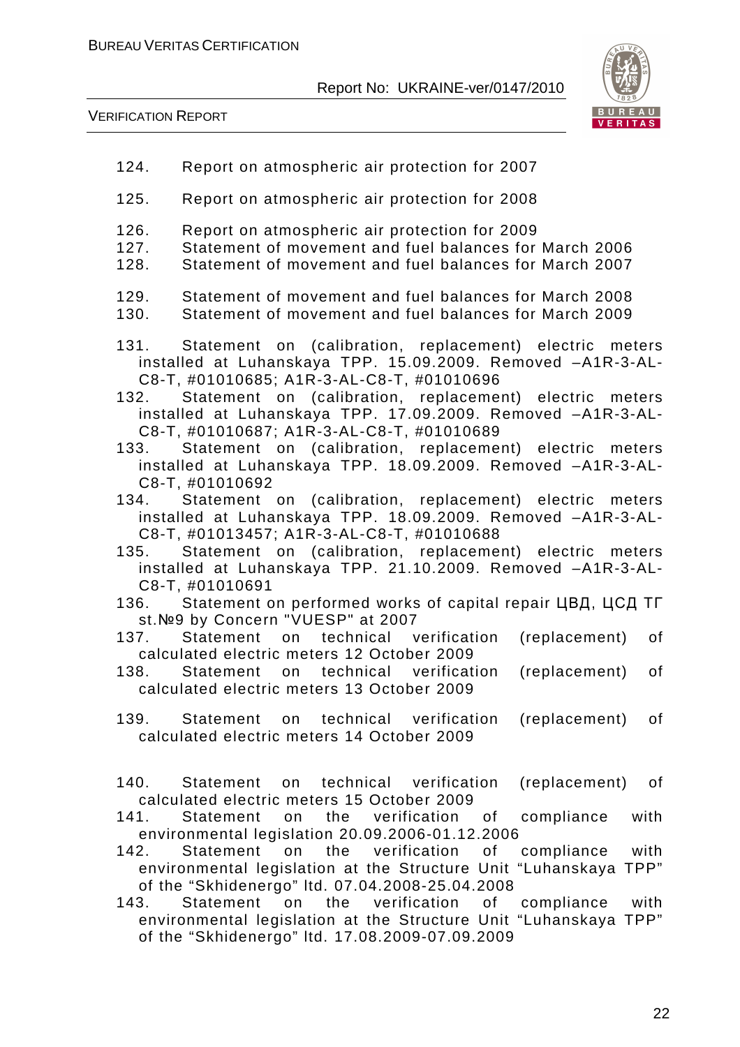124. Report on atmospheric air protection for 2007

125. Report on atmospheric air protection for 2008

126. Report on atmospheric air protection for 2009
127. Statement of movement and fuel balances for March 2006
128. Statement of movement and fuel balances for March 2007

129. Statement of movement and fuel balances for March 2008
130. Statement of movement and fuel balances for March 2009

131. Statement on (calibration, replacement) electric meters installed at Luhanskaya TPP. 15.09.2009. Removed –A1R-3-AL-C8-T, #01010685; A1R-3-AL-C8-T, #01010696
132. Statement on (calibration, replacement) electric meters installed at Luhanskaya TPP. 17.09.2009. Removed –A1R-3-AL-C8-T, #01010687; A1R-3-AL-C8-T, #01010689
133. Statement on (calibration, replacement) electric meters installed at Luhanskaya TPP. 18.09.2009. Removed –A1R-3-AL-C8-T, #01010692
134. Statement on (calibration, replacement) electric meters installed at Luhanskaya TPP. 18.09.2009. Removed –A1R-3-AL-C8-T, #01013457; A1R-3-AL-C8-T, #01010688
135. Statement on (calibration, replacement) electric meters installed at Luhanskaya TPP. 21.10.2009. Removed –A1R-3-AL-C8-T, #01010691
136. Statement on performed works of capital repair ЦВД, ЦСД ТГ st.№9 by Concern "VUESP" at 2007
137. Statement on technical verification (replacement) of calculated electric meters 12 October 2009
138. Statement on technical verification (replacement) of calculated electric meters 13 October 2009

139. Statement on technical verification (replacement) of calculated electric meters 14 October 2009

140. Statement on technical verification (replacement) of calculated electric meters 15 October 2009
141. Statement on the verification of compliance with environmental legislation 20.09.2006-01.12.2006
142. Statement on the verification of compliance with environmental legislation at the Structure Unit "Luhanskaya TPP" of the "Skhidenergo" ltd. 07.04.2008-25.04.2008
143. Statement on the verification of compliance with environmental legislation at the Structure Unit "Luhanskaya TPP" of the "Skhidenergo" ltd. 17.08.2009-07.09.2009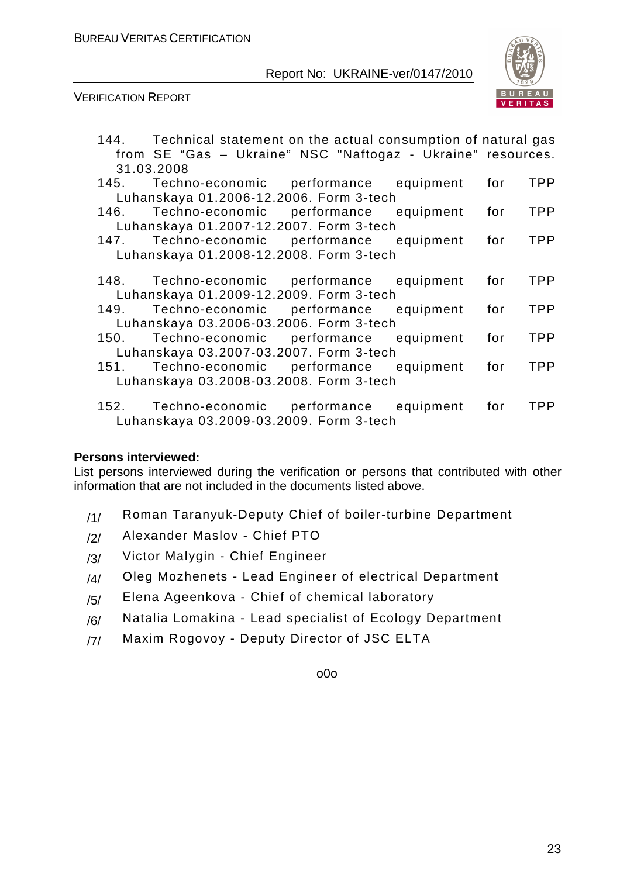144. Technical statement on the actual consumption of natural gas from SE "Gas – Ukraine" NSC "Naftogaz - Ukraine" resources. 31.03.2008
145. Techno-economic performance equipment for TPP Luhanskaya 01.2006-12.2006. Form 3-tech
146. Techno-economic performance equipment for TPP Luhanskaya 01.2007-12.2007. Form 3-tech
147. Techno-economic performance equipment for TPP Luhanskaya 01.2008-12.2008. Form 3-tech
148. Techno-economic performance equipment for TPP Luhanskaya 01.2009-12.2009. Form 3-tech
149. Techno-economic performance equipment for TPP Luhanskaya 03.2006-03.2006. Form 3-tech
150. Techno-economic performance equipment for TPP Luhanskaya 03.2007-03.2007. Form 3-tech
151. Techno-economic performance equipment for TPP Luhanskaya 03.2008-03.2008. Form 3-tech
152. Techno-economic performance equipment for TPP Luhanskaya 03.2009-03.2009. Form 3-tech

**Persons interviewed:**

List persons interviewed during the verification or persons that contributed with other information that are not included in the documents listed above.

/1/ Roman Taranyuk-Deputy Chief of boiler-turbine Department

/2/ Alexander Maslov - Chief PTO

/3/ Victor Malygin - Chief Engineer

/4/ Oleg Mozhenets - Lead Engineer of electrical Department

/5/ Elena Ageenkova - Chief of chemical laboratory

/6/ Natalia Lomakina - Lead specialist of Ecology Department

/7/ Maxim Rogovoy - Deputy Director of JSC ELTA

o0o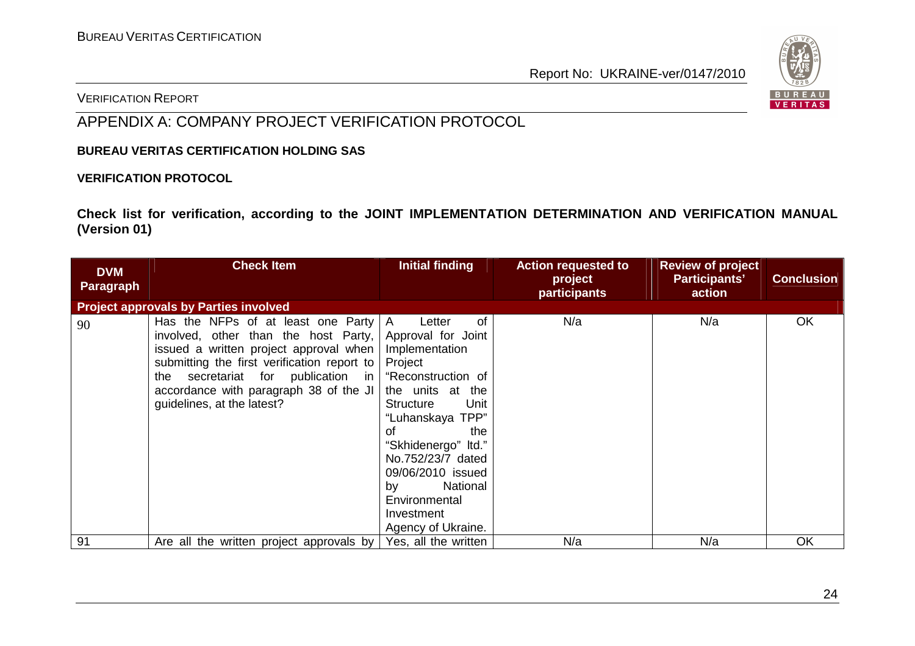# APPENDIX A: COMPANY PROJECT VERIFICATION PROTOCOL

**BUREAU VERITAS CERTIFICATION HOLDING SAS**

**VERIFICATION PROTOCOL**

**Check list for verification, according to the JOINT IMPLEMENTATION DETERMINATION AND VERIFICATION MANUAL (Version 01)**

| DVM Paragraph | Check Item | Initial finding | Action requested to project participants | Review of project Participants' action | Conclusion |
|---|---|---|---|---|---|
| **Project approvals by Parties involved** | | | | | |
| 90 | Has the NFPs of at least one Party involved, other than the host Party, issued a written project approval when submitting the first verification report to the secretariat for publication in accordance with paragraph 38 of the JI guidelines, at the latest? | A Letter of Approval for Joint Implementation Project "Reconstruction of the units at the Structure Unit "Luhanskaya TPP" of the "Skhidenergo" ltd." No.752/23/7 dated 09/06/2010 issued by National Environmental Investment Agency of Ukraine. | N/a | N/a | OK |
| 91 | Are all the written project approvals by | Yes, all the written | N/a | N/a | OK |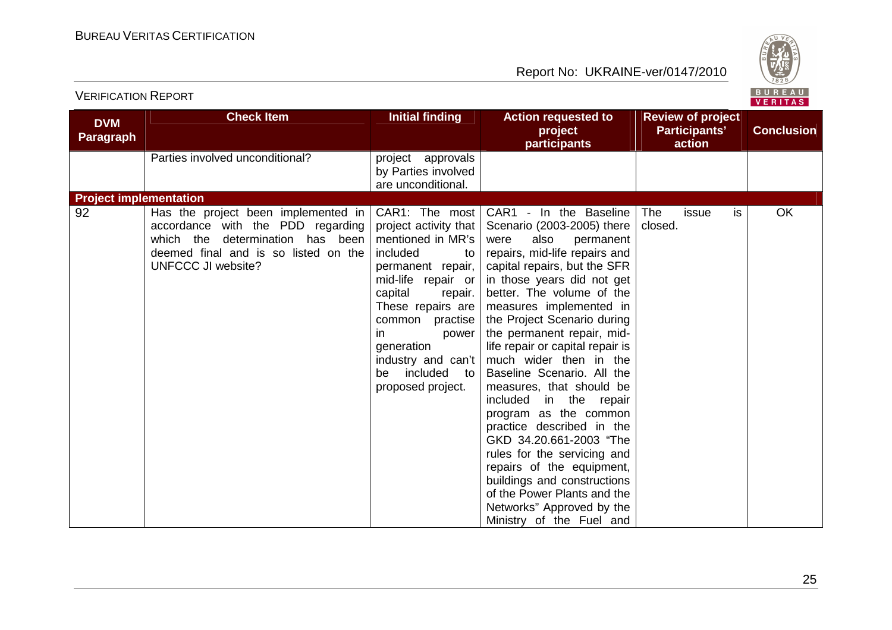| DVM Paragraph | Check Item | Initial finding | Action requested to project participants | Review of project Participants' action | Conclusion |
|---|---|---|---|---|---|
| | Parties involved unconditional? | project approvals by Parties involved are unconditional. | | | |
| **Project implementation** | | | | | |
| 92 | Has the project been implemented in accordance with the PDD regarding which the determination has been deemed final and is so listed on the UNFCCC JI website? | CAR1: The most project activity that mentioned in MR's included to permanent repair, mid-life repair or capital repair. These repairs are common practise in power generation industry and can't be included to proposed project. | CAR1 - In the Baseline Scenario (2003-2005) there were also permanent repairs, mid-life repairs and capital repairs, but the SFR in those years did not get better. The volume of the measures implemented in the Project Scenario during the permanent repair, mid-life repair or capital repair is much wider then in the Baseline Scenario. All the measures, that should be included in the repair program as the common practice described in the GKD 34.20.661-2003 "The rules for the servicing and repairs of the equipment, buildings and constructions of the Power Plants and the Networks" Approved by the Ministry of the Fuel and | The issue is closed. | OK |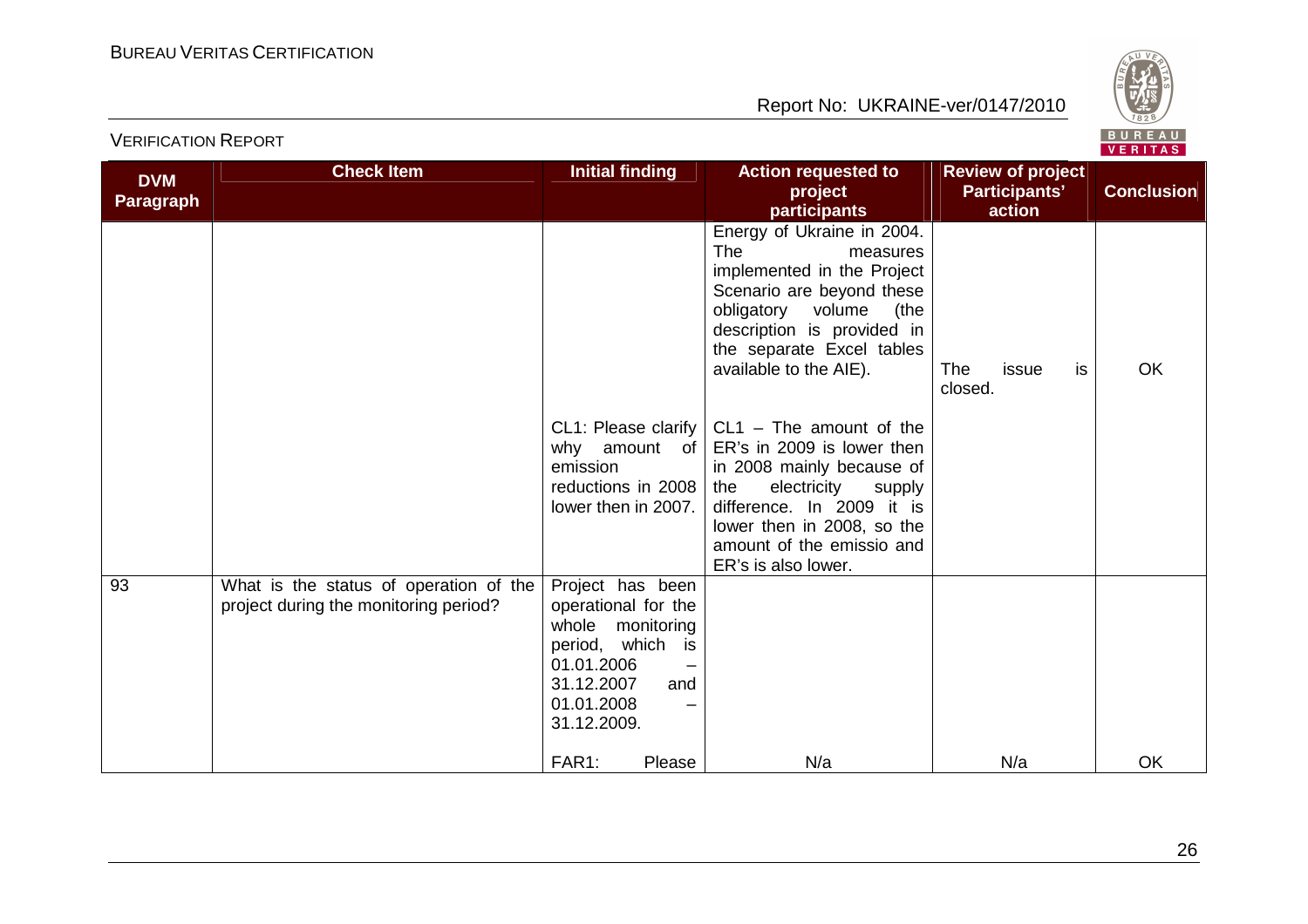| DVM Paragraph | Check Item | Initial finding | Action requested to project participants | Review of project Participants' action | Conclusion |
|---|---|---|---|---|---|
| | | | Energy of Ukraine in 2004. The measures implemented in the Project Scenario are beyond these obligatory volume (the description is provided in the separate Excel tables available to the AIE). | The issue is closed. | OK |
| | | CL1: Please clarify why amount of emission reductions in 2008 lower then in 2007. | CL1 – The amount of the ER's in 2009 is lower then in 2008 mainly because of the electricity supply difference. In 2009 it is lower then in 2008, so the amount of the emissio and ER's is also lower. | | |
| 93 | What is the status of operation of the project during the monitoring period? | Project has been operational for the whole monitoring period, which is 01.01.2006 – 31.12.2007 and 01.01.2008 – 31.12.2009. | | | |
| | | FAR1: Please | N/a | N/a | OK |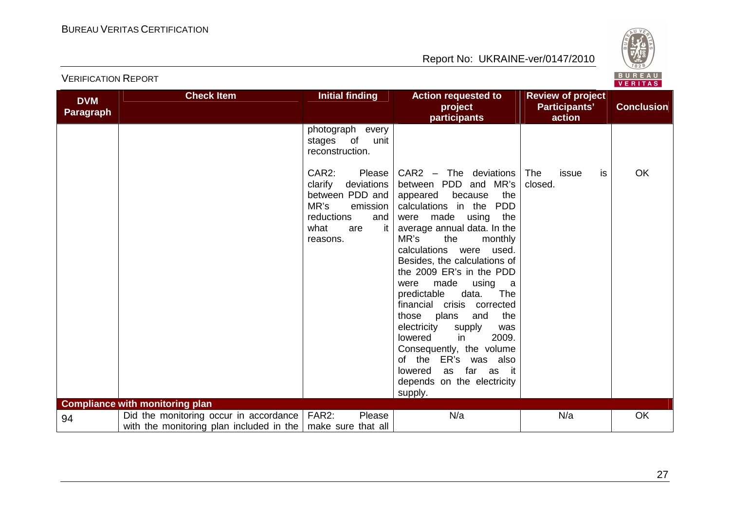| DVM Paragraph | Check Item | Initial finding | Action requested to project participants | Review of project Participants' action | Conclusion |
|---|---|---|---|---|---|
| | | photograph every stages of unit reconstruction. | | | |
| | | CAR2: Please clarify deviations between PDD and MR's emission reductions and what are it reasons. | CAR2 – The deviations between PDD and MR's appeared because the calculations in the PDD were made using the average annual data. In the MR's the monthly calculations were used. Besides, the calculations of the 2009 ER's in the PDD were made using a predictable data. The financial crisis corrected those plans and the electricity supply was lowered in 2009. Consequently, the volume of the ER's was also lowered as far as it depends on the electricity supply. | The issue is closed. | OK |
| **Compliance with monitoring plan** | | | | | |
| 94 | Did the monitoring occur in accordance with the monitoring plan included in the | FAR2: Please make sure that all | N/a | N/a | OK |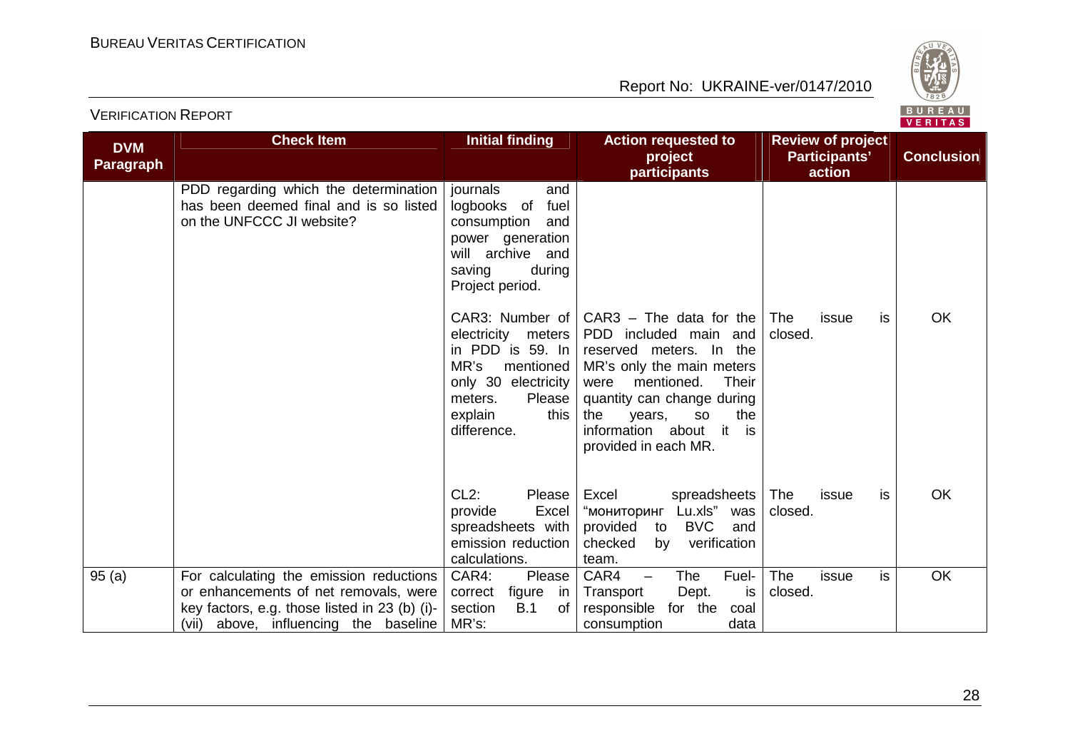| DVM Paragraph | Check Item | Initial finding | Action requested to project participants | Review of project Participants' action | Conclusion |
|---|---|---|---|---|---|
| | PDD regarding which the determination has been deemed final and is so listed on the UNFCCC JI website? | journals and logbooks of fuel consumption and power generation will archive and saving during Project period. | | | |
| | | CAR3: Number of electricity meters in PDD is 59. In MR's mentioned only 30 electricity meters. Please explain this difference. | CAR3 – The data for the PDD included main and reserved meters. In the MR's only the main meters were mentioned. Their quantity can change during the years, so the information about it is provided in each MR. | The issue is closed. | OK |
| | | CL2: Please provide Excel spreadsheets with emission reduction calculations. | Excel spreadsheets "мониторинг Lu.xls" was provided to BVC and checked by verification team. | The issue is closed. | OK |
| 95 (a) | For calculating the emission reductions or enhancements of net removals, were key factors, e.g. those listed in 23 (b) (i)-(vii) above, influencing the baseline | CAR4: Please correct figure in section B.1 of MR's: | CAR4 – The Fuel-Transport Dept. is responsible for the coal consumption data | The issue is closed. | OK |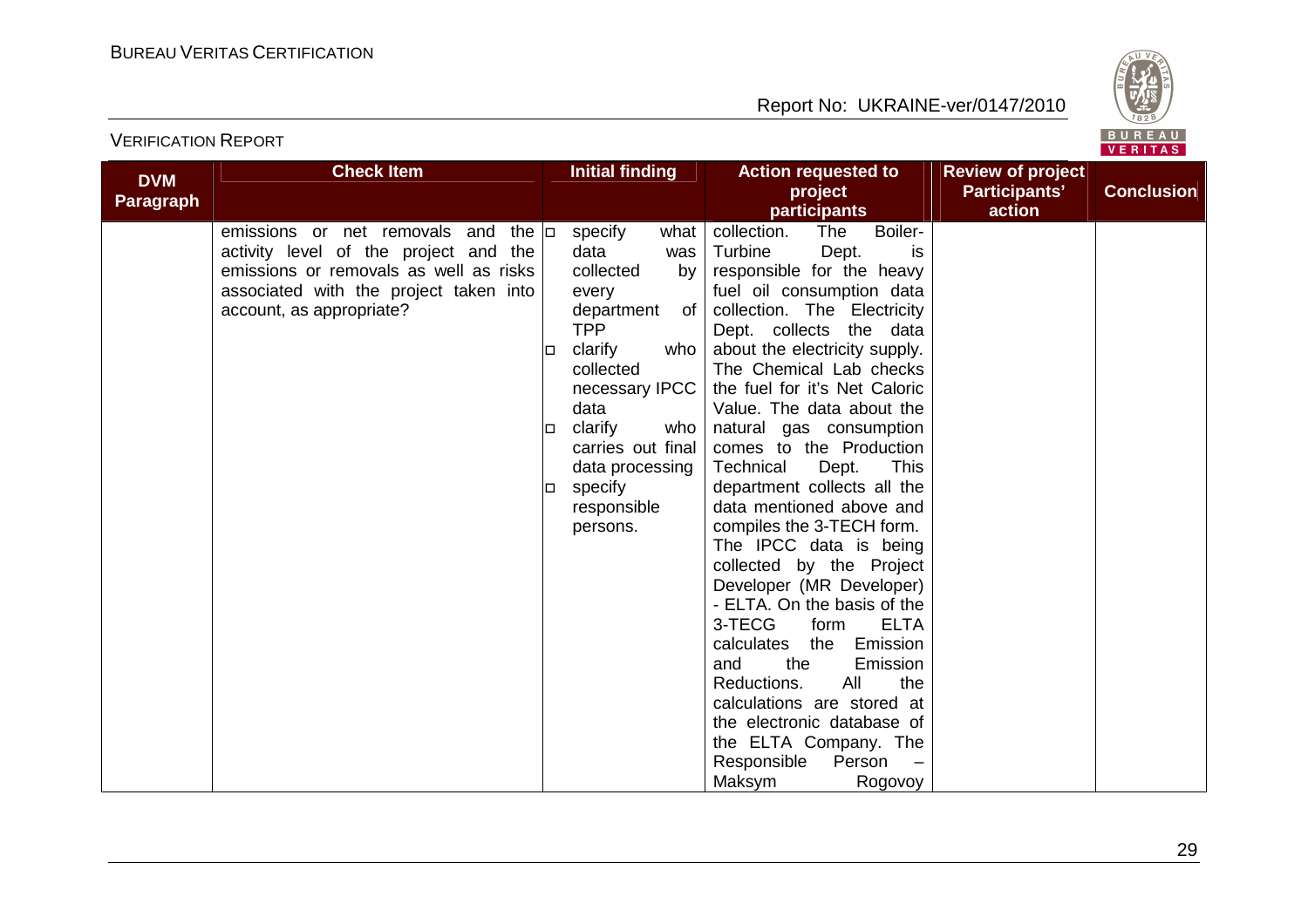| DVM Paragraph | Check Item | Initial finding | Action requested to project participants | Review of project Participants' action | Conclusion |
|---|---|---|---|---|---|
| | emissions or net removals and the activity level of the project and the emissions or removals as well as risks associated with the project taken into account, as appropriate? | □ specify what data was collected by every department of TPP<br>□ clarify who collected necessary IPCC data<br>□ clarify who carries out final data processing<br>□ specify responsible persons. | collection. The Boiler-Turbine Dept. is responsible for the heavy fuel oil consumption data collection. The Electricity Dept. collects the data about the electricity supply. The Chemical Lab checks the fuel for it's Net Caloric Value. The data about the natural gas consumption comes to the Production Technical Dept. This department collects all the data mentioned above and compiles the 3-TECH form. The IPCC data is being collected by the Project Developer (MR Developer) - ELTA. On the basis of the 3-TECG form ELTA calculates the Emission and the Emission Reductions. All the calculations are stored at the electronic database of the ELTA Company. The Responsible Person – Maksym Rogovoy | | |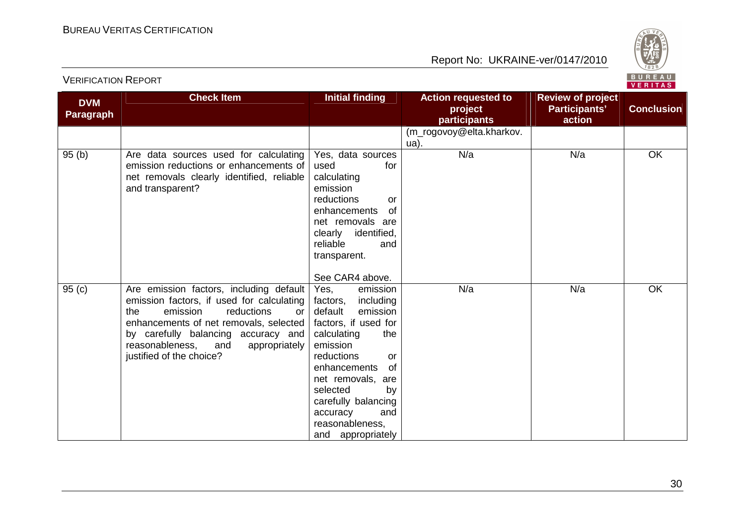| DVM Paragraph | Check Item | Initial finding | Action requested to project participants | Review of project Participants' action | Conclusion |
|---|---|---|---|---|---|
| | | | (m_rogovoy@elta.kharkov.ua). | | |
| 95 (b) | Are data sources used for calculating emission reductions or enhancements of net removals clearly identified, reliable and transparent? | Yes, data sources used for calculating emission reductions or enhancements of net removals are clearly identified, reliable and transparent.<br><br>See CAR4 above. | N/a | N/a | OK |
| 95 (c) | Are emission factors, including default emission factors, if used for calculating the emission reductions or enhancements of net removals, selected by carefully balancing accuracy and reasonableness, and appropriately justified of the choice? | Yes, emission factors, including default emission factors, if used for calculating the emission reductions or enhancements of net removals, are selected by carefully balancing accuracy and reasonableness, and appropriately | N/a | N/a | OK |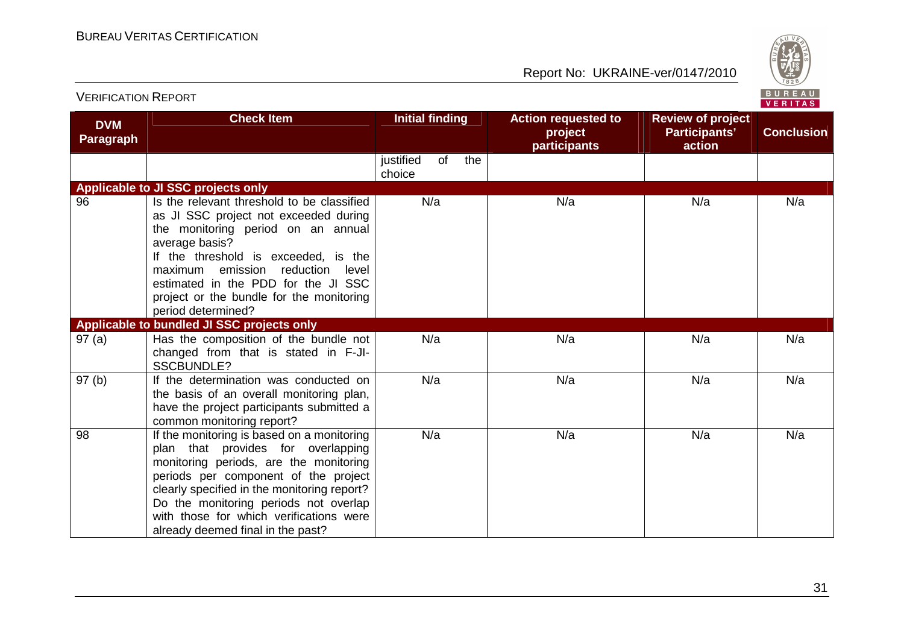| DVM Paragraph | Check Item | Initial finding | Action requested to project participants | Review of project Participants' action | Conclusion |
|---|---|---|---|---|---|
| | | justified of the choice | | | |
| **Applicable to JI SSC projects only** | | | | | |
| 96 | Is the relevant threshold to be classified as JI SSC project not exceeded during the monitoring period on an annual average basis?<br>If the threshold is exceeded, is the maximum emission reduction level estimated in the PDD for the JI SSC project or the bundle for the monitoring period determined? | N/a | N/a | N/a | N/a |
| **Applicable to bundled JI SSC projects only** | | | | | |
| 97 (a) | Has the composition of the bundle not changed from that is stated in F-JI-SSCBUNDLE? | N/a | N/a | N/a | N/a |
| 97 (b) | If the determination was conducted on the basis of an overall monitoring plan, have the project participants submitted a common monitoring report? | N/a | N/a | N/a | N/a |
| 98 | If the monitoring is based on a monitoring plan that provides for overlapping monitoring periods, are the monitoring periods per component of the project clearly specified in the monitoring report?<br>Do the monitoring periods not overlap with those for which verifications were already deemed final in the past? | N/a | N/a | N/a | N/a |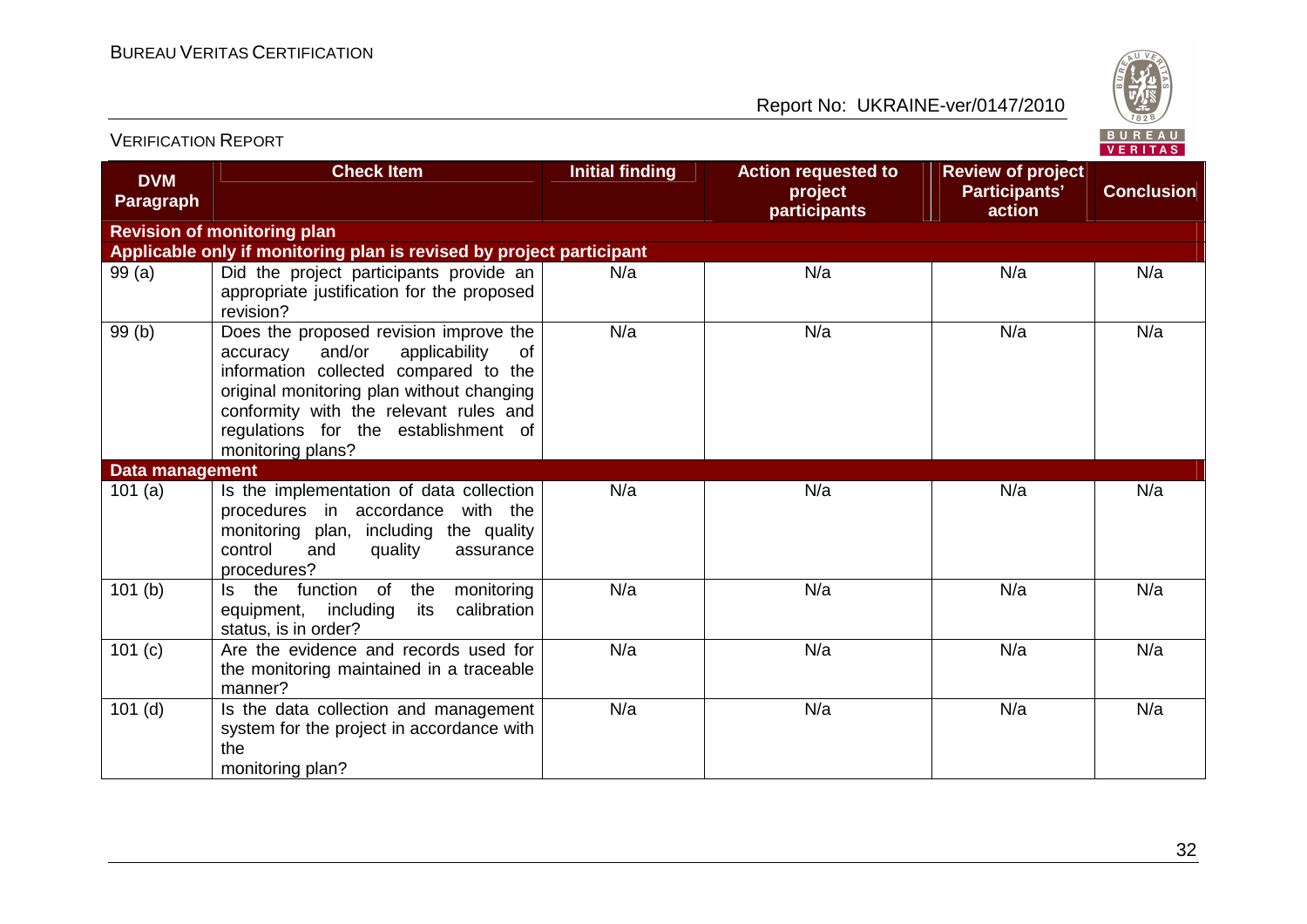| DVM Paragraph | Check Item | Initial finding | Action requested to project participants | Review of project Participants' action | Conclusion |
|---|---|---|---|---|---|
| **Revision of monitoring plan** | | | | | |
| **Applicable only if monitoring plan is revised by project participant** | | | | | |
| 99 (a) | Did the project participants provide an appropriate justification for the proposed revision? | N/a | N/a | N/a | N/a |
| 99 (b) | Does the proposed revision improve the accuracy and/or applicability of information collected compared to the original monitoring plan without changing conformity with the relevant rules and regulations for the establishment of monitoring plans? | N/a | N/a | N/a | N/a |
| **Data management** | | | | | |
| 101 (a) | Is the implementation of data collection procedures in accordance with the monitoring plan, including the quality control and quality assurance procedures? | N/a | N/a | N/a | N/a |
| 101 (b) | Is the function of the monitoring equipment, including its calibration status, is in order? | N/a | N/a | N/a | N/a |
| 101 (c) | Are the evidence and records used for the monitoring maintained in a traceable manner? | N/a | N/a | N/a | N/a |
| 101 (d) | Is the data collection and management system for the project in accordance with the monitoring plan? | N/a | N/a | N/a | N/a |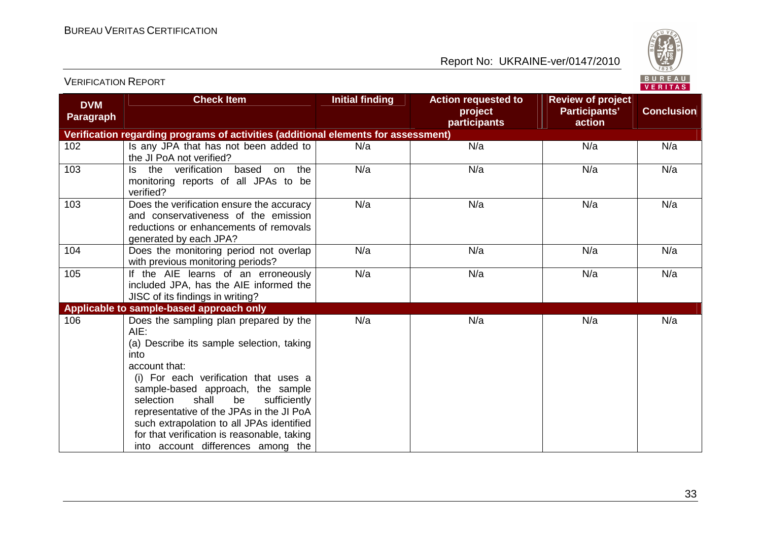| DVM Paragraph | Check Item | Initial finding | Action requested to project participants | Review of project Participants' action | Conclusion |
|---|---|---|---|---|---|
| **Verification regarding programs of activities (additional elements for assessment)** | | | | | |
| 102 | Is any JPA that has not been added to the JI PoA not verified? | N/a | N/a | N/a | N/a |
| 103 | Is the verification based on the monitoring reports of all JPAs to be verified? | N/a | N/a | N/a | N/a |
| 103 | Does the verification ensure the accuracy and conservativeness of the emission reductions or enhancements of removals generated by each JPA? | N/a | N/a | N/a | N/a |
| 104 | Does the monitoring period not overlap with previous monitoring periods? | N/a | N/a | N/a | N/a |
| 105 | If the AIE learns of an erroneously included JPA, has the AIE informed the JISC of its findings in writing? | N/a | N/a | N/a | N/a |
| **Applicable to sample-based approach only** | | | | | |
| 106 | Does the sampling plan prepared by the AIE:<br>(a) Describe its sample selection, taking into account that:<br>(i) For each verification that uses a sample-based approach, the sample selection shall be sufficiently representative of the JPAs in the JI PoA such extrapolation to all JPAs identified for that verification is reasonable, taking into account differences among the | N/a | N/a | N/a | N/a |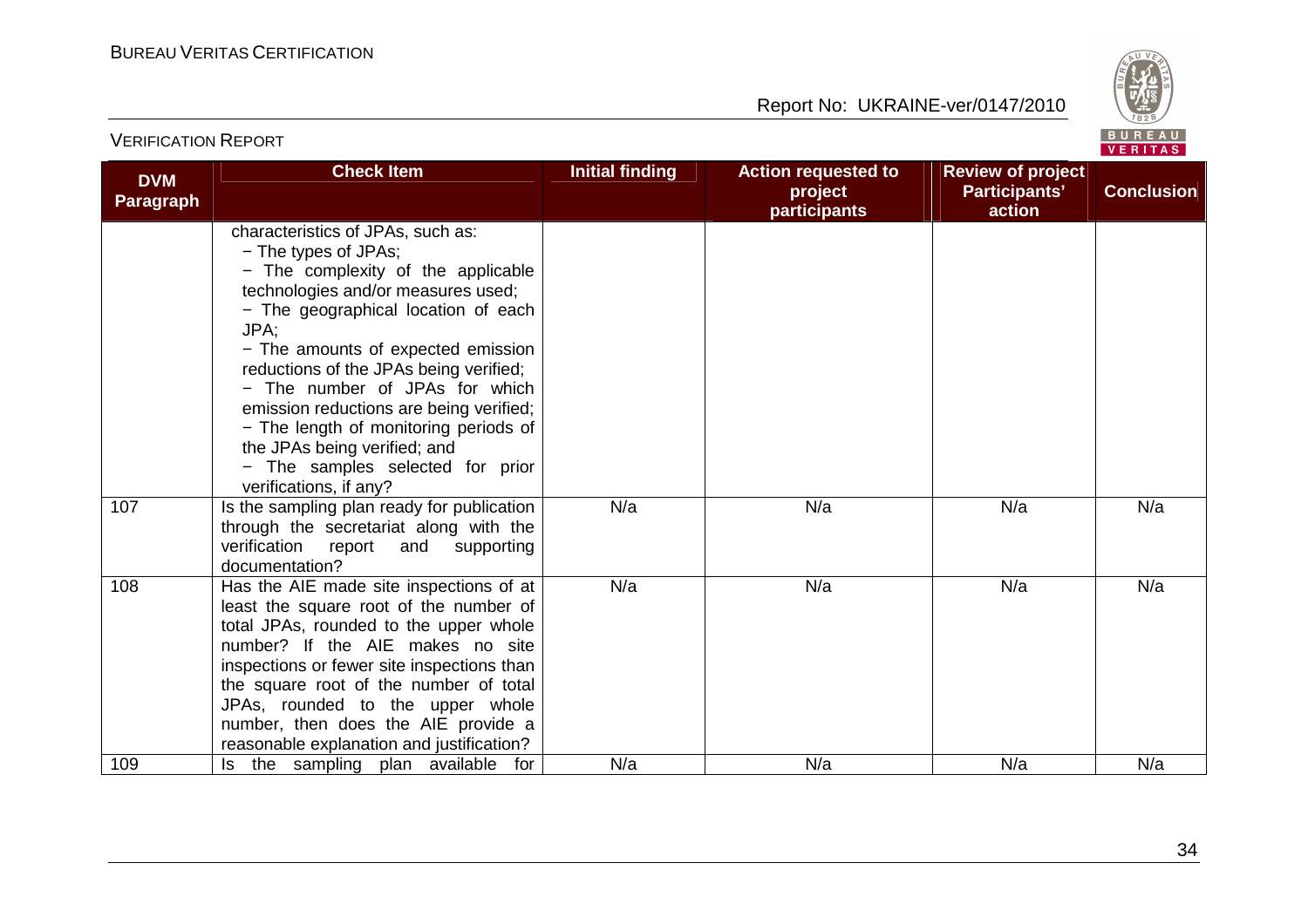| DVM Paragraph | Check Item | Initial finding | Action requested to project participants | Review of project Participants' action | Conclusion |
|---|---|---|---|---|---|
| | characteristics of JPAs, such as:<br>− The types of JPAs;<br>− The complexity of the applicable technologies and/or measures used;<br>− The geographical location of each JPA;<br>− The amounts of expected emission reductions of the JPAs being verified;<br>− The number of JPAs for which emission reductions are being verified;<br>− The length of monitoring periods of the JPAs being verified; and<br>− The samples selected for prior verifications, if any? | | | | |
| 107 | Is the sampling plan ready for publication through the secretariat along with the verification report and supporting documentation? | N/a | N/a | N/a | N/a |
| 108 | Has the AIE made site inspections of at least the square root of the number of total JPAs, rounded to the upper whole number? If the AIE makes no site inspections or fewer site inspections than the square root of the number of total JPAs, rounded to the upper whole number, then does the AIE provide a reasonable explanation and justification? | N/a | N/a | N/a | N/a |
| 109 | Is the sampling plan available for | N/a | N/a | N/a | N/a |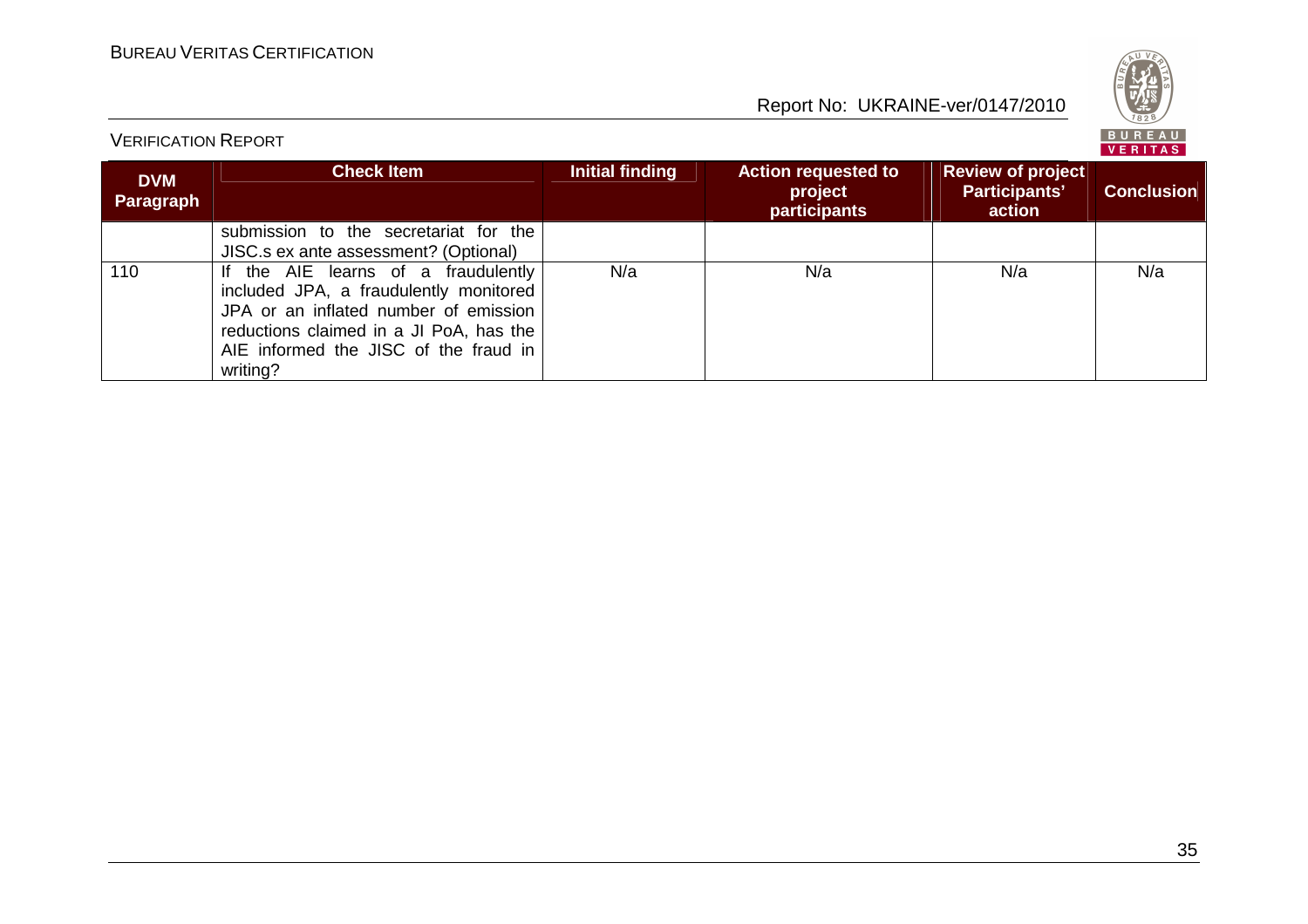| DVM Paragraph | Check Item | Initial finding | Action requested to project participants | Review of project Participants' action | Conclusion |
|---|---|---|---|---|---|
| | submission to the secretariat for the JISC.s ex ante assessment? (Optional) | | | | |
| 110 | If the AIE learns of a fraudulently included JPA, a fraudulently monitored JPA or an inflated number of emission reductions claimed in a JI PoA, has the AIE informed the JISC of the fraud in writing? | N/a | N/a | N/a | N/a |